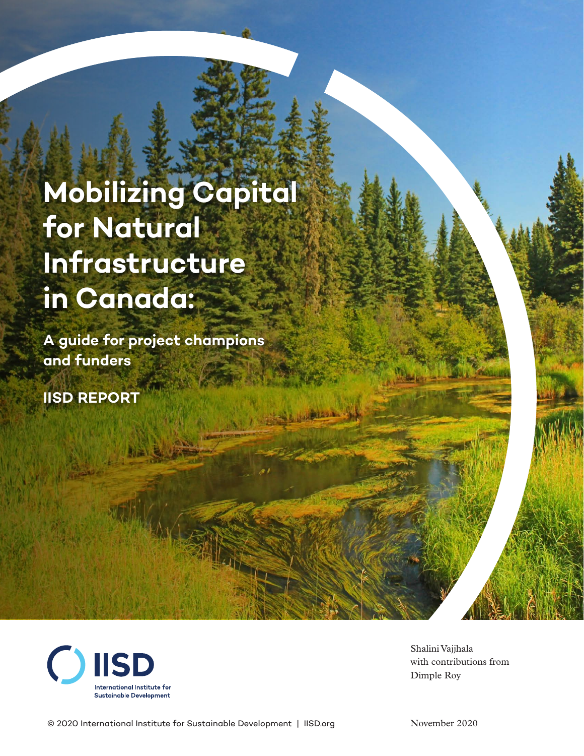# Mobilizing Capital for Natural Infrastructure in Canada:

**A guide for project champions and funders**

**IISD REPORT**

IISD
International Institute for Sustainable Development

Shalini Vajjhala
with contributions from
Dimple Roy

© 2020 International Institute for Sustainable Development | IISD.org

November 2020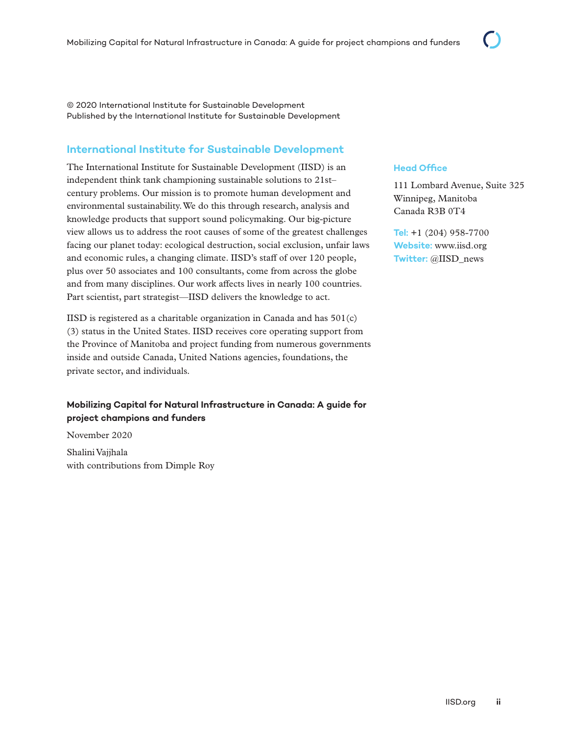© 2020 International Institute for Sustainable Development
Published by the International Institute for Sustainable Development

## International Institute for Sustainable Development

The International Institute for Sustainable Development (IISD) is an independent think tank championing sustainable solutions to 21st–century problems. Our mission is to promote human development and environmental sustainability. We do this through research, analysis and knowledge products that support sound policymaking. Our big-picture view allows us to address the root causes of some of the greatest challenges facing our planet today: ecological destruction, social exclusion, unfair laws and economic rules, a changing climate. IISD's staff of over 120 people, plus over 50 associates and 100 consultants, come from across the globe and from many disciplines. Our work affects lives in nearly 100 countries. Part scientist, part strategist—IISD delivers the knowledge to act.

IISD is registered as a charitable organization in Canada and has 501(c)(3) status in the United States. IISD receives core operating support from the Province of Manitoba and project funding from numerous governments inside and outside Canada, United Nations agencies, foundations, the private sector, and individuals.

**Mobilizing Capital for Natural Infrastructure in Canada: A guide for project champions and funders**

November 2020

Shalini Vajjhala
with contributions from Dimple Roy

**Head Office**

111 Lombard Avenue, Suite 325
Winnipeg, Manitoba
Canada R3B 0T4

**Tel:** +1 (204) 958-7700
**Website:** www.iisd.org
**Twitter:** @IISD_news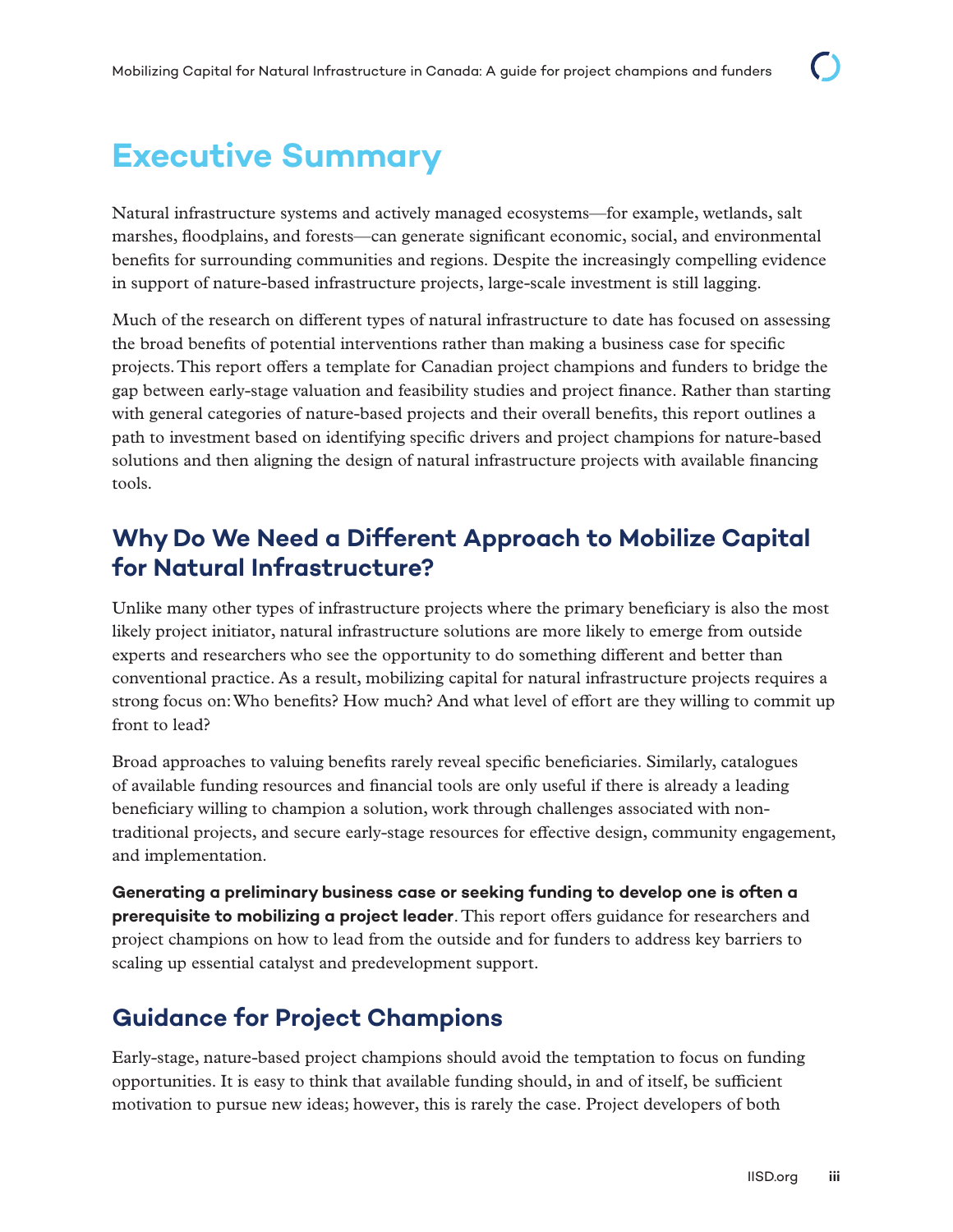# Executive Summary

Natural infrastructure systems and actively managed ecosystems—for example, wetlands, salt marshes, floodplains, and forests—can generate significant economic, social, and environmental benefits for surrounding communities and regions. Despite the increasingly compelling evidence in support of nature-based infrastructure projects, large-scale investment is still lagging.

Much of the research on different types of natural infrastructure to date has focused on assessing the broad benefits of potential interventions rather than making a business case for specific projects. This report offers a template for Canadian project champions and funders to bridge the gap between early-stage valuation and feasibility studies and project finance. Rather than starting with general categories of nature-based projects and their overall benefits, this report outlines a path to investment based on identifying specific drivers and project champions for nature-based solutions and then aligning the design of natural infrastructure projects with available financing tools.

## Why Do We Need a Different Approach to Mobilize Capital for Natural Infrastructure?

Unlike many other types of infrastructure projects where the primary beneficiary is also the most likely project initiator, natural infrastructure solutions are more likely to emerge from outside experts and researchers who see the opportunity to do something different and better than conventional practice. As a result, mobilizing capital for natural infrastructure projects requires a strong focus on: Who benefits? How much? And what level of effort are they willing to commit up front to lead?

Broad approaches to valuing benefits rarely reveal specific beneficiaries. Similarly, catalogues of available funding resources and financial tools are only useful if there is already a leading beneficiary willing to champion a solution, work through challenges associated with non-traditional projects, and secure early-stage resources for effective design, community engagement, and implementation.

**Generating a preliminary business case or seeking funding to develop one is often a prerequisite to mobilizing a project leader**. This report offers guidance for researchers and project champions on how to lead from the outside and for funders to address key barriers to scaling up essential catalyst and predevelopment support.

## Guidance for Project Champions

Early-stage, nature-based project champions should avoid the temptation to focus on funding opportunities. It is easy to think that available funding should, in and of itself, be sufficient motivation to pursue new ideas; however, this is rarely the case. Project developers of both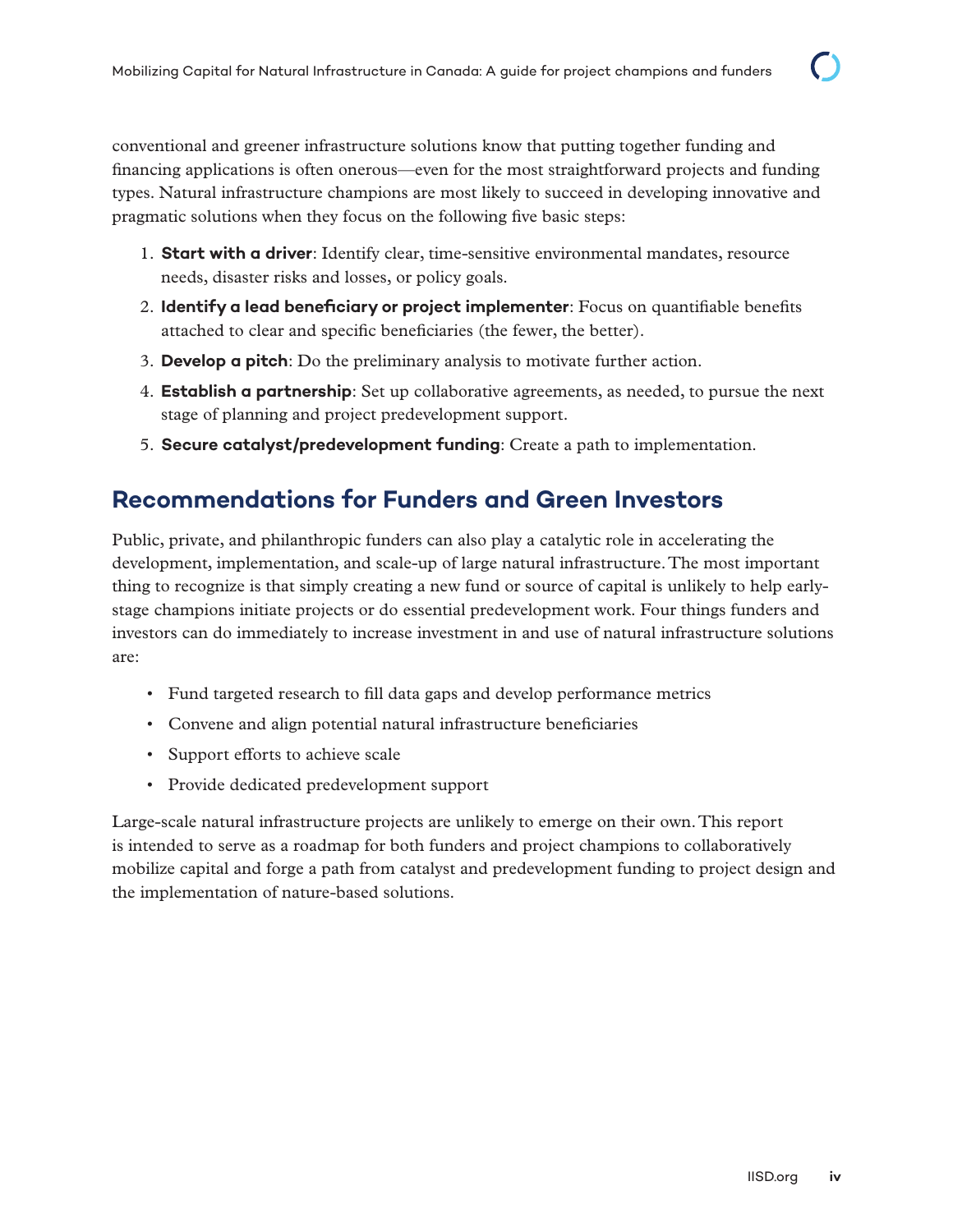conventional and greener infrastructure solutions know that putting together funding and financing applications is often onerous—even for the most straightforward projects and funding types. Natural infrastructure champions are most likely to succeed in developing innovative and pragmatic solutions when they focus on the following five basic steps:

1. **Start with a driver**: Identify clear, time-sensitive environmental mandates, resource needs, disaster risks and losses, or policy goals.
2. **Identify a lead beneficiary or project implementer**: Focus on quantifiable benefits attached to clear and specific beneficiaries (the fewer, the better).
3. **Develop a pitch**: Do the preliminary analysis to motivate further action.
4. **Establish a partnership**: Set up collaborative agreements, as needed, to pursue the next stage of planning and project predevelopment support.
5. **Secure catalyst/predevelopment funding**: Create a path to implementation.

## Recommendations for Funders and Green Investors

Public, private, and philanthropic funders can also play a catalytic role in accelerating the development, implementation, and scale-up of large natural infrastructure. The most important thing to recognize is that simply creating a new fund or source of capital is unlikely to help early-stage champions initiate projects or do essential predevelopment work. Four things funders and investors can do immediately to increase investment in and use of natural infrastructure solutions are:

- Fund targeted research to fill data gaps and develop performance metrics
- Convene and align potential natural infrastructure beneficiaries
- Support efforts to achieve scale
- Provide dedicated predevelopment support

Large-scale natural infrastructure projects are unlikely to emerge on their own. This report is intended to serve as a roadmap for both funders and project champions to collaboratively mobilize capital and forge a path from catalyst and predevelopment funding to project design and the implementation of nature-based solutions.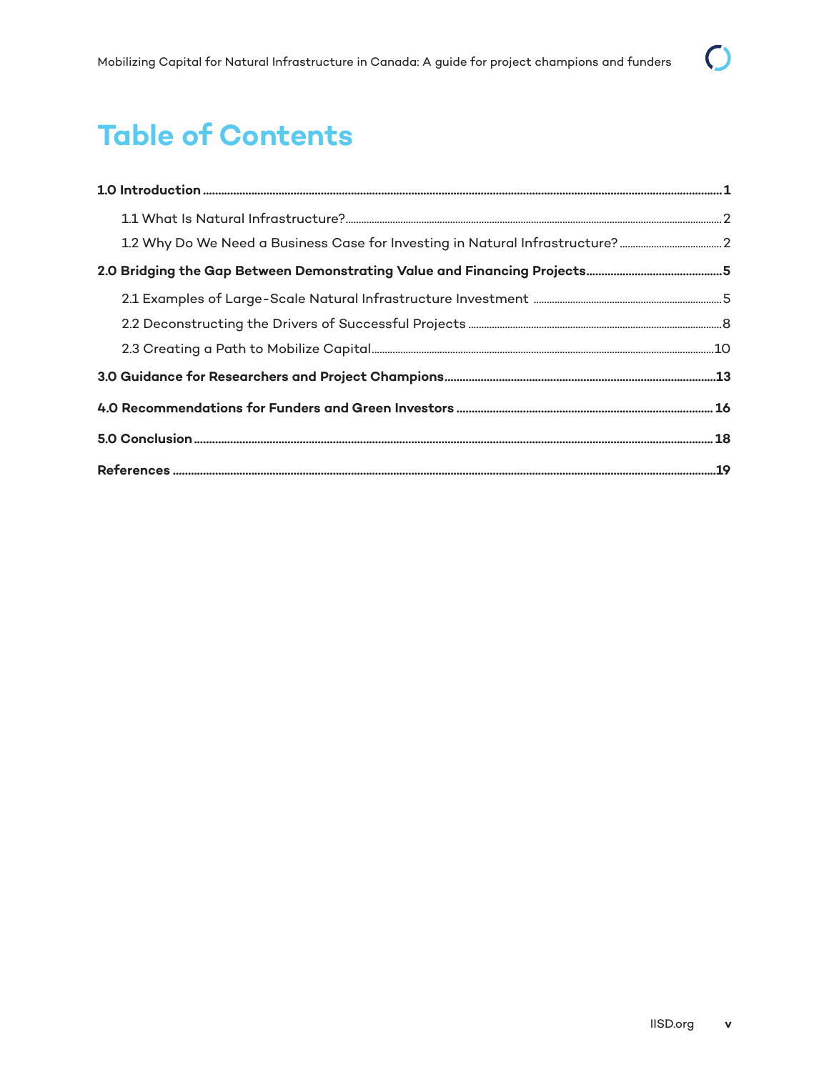# Table of Contents

**1.0 Introduction** .......... **1**

- 1.1 What Is Natural Infrastructure? .......... 2
- 1.2 Why Do We Need a Business Case for Investing in Natural Infrastructure? .......... 2

**2.0 Bridging the Gap Between Demonstrating Value and Financing Projects** .......... **5**

- 2.1 Examples of Large-Scale Natural Infrastructure Investment .......... 5
- 2.2 Deconstructing the Drivers of Successful Projects .......... 8
- 2.3 Creating a Path to Mobilize Capital .......... 10

**3.0 Guidance for Researchers and Project Champions** .......... **13**

**4.0 Recommendations for Funders and Green Investors** .......... **16**

**5.0 Conclusion** .......... **18**

**References** .......... **19**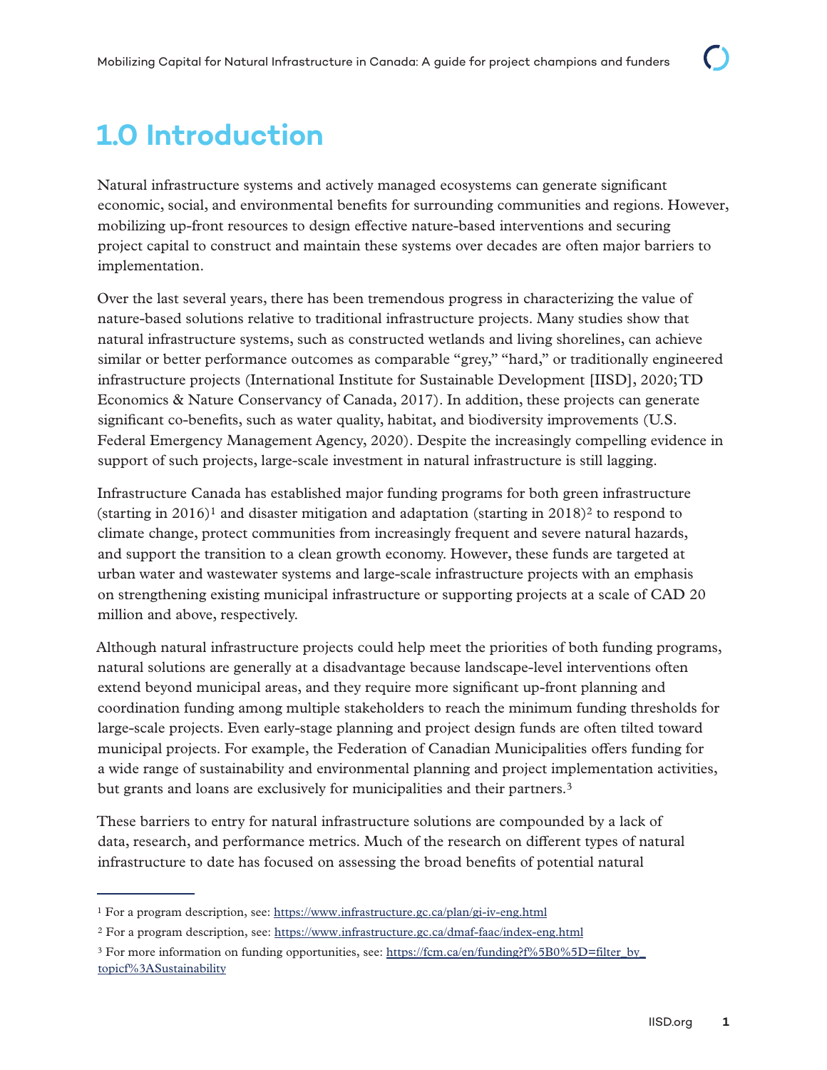# 1.0 Introduction

Natural infrastructure systems and actively managed ecosystems can generate significant economic, social, and environmental benefits for surrounding communities and regions. However, mobilizing up-front resources to design effective nature-based interventions and securing project capital to construct and maintain these systems over decades are often major barriers to implementation.

Over the last several years, there has been tremendous progress in characterizing the value of nature-based solutions relative to traditional infrastructure projects. Many studies show that natural infrastructure systems, such as constructed wetlands and living shorelines, can achieve similar or better performance outcomes as comparable "grey," "hard," or traditionally engineered infrastructure projects (International Institute for Sustainable Development [IISD], 2020; TD Economics & Nature Conservancy of Canada, 2017). In addition, these projects can generate significant co-benefits, such as water quality, habitat, and biodiversity improvements (U.S. Federal Emergency Management Agency, 2020). Despite the increasingly compelling evidence in support of such projects, large-scale investment in natural infrastructure is still lagging.

Infrastructure Canada has established major funding programs for both green infrastructure (starting in 2016)[1] and disaster mitigation and adaptation (starting in 2018)[2] to respond to climate change, protect communities from increasingly frequent and severe natural hazards, and support the transition to a clean growth economy. However, these funds are targeted at urban water and wastewater systems and large-scale infrastructure projects with an emphasis on strengthening existing municipal infrastructure or supporting projects at a scale of CAD 20 million and above, respectively.

Although natural infrastructure projects could help meet the priorities of both funding programs, natural solutions are generally at a disadvantage because landscape-level interventions often extend beyond municipal areas, and they require more significant up-front planning and coordination funding among multiple stakeholders to reach the minimum funding thresholds for large-scale projects. Even early-stage planning and project design funds are often tilted toward municipal projects. For example, the Federation of Canadian Municipalities offers funding for a wide range of sustainability and environmental planning and project implementation activities, but grants and loans are exclusively for municipalities and their partners.[3]

These barriers to entry for natural infrastructure solutions are compounded by a lack of data, research, and performance metrics. Much of the research on different types of natural infrastructure to date has focused on assessing the broad benefits of potential natural

---

[1] For a program description, see: https://www.infrastructure.gc.ca/plan/gi-iv-eng.html

[2] For a program description, see: https://www.infrastructure.gc.ca/dmaf-faac/index-eng.html

[3] For more information on funding opportunities, see: https://fcm.ca/en/funding?f%5B0%5D=filter_by_topicf%3ASustainability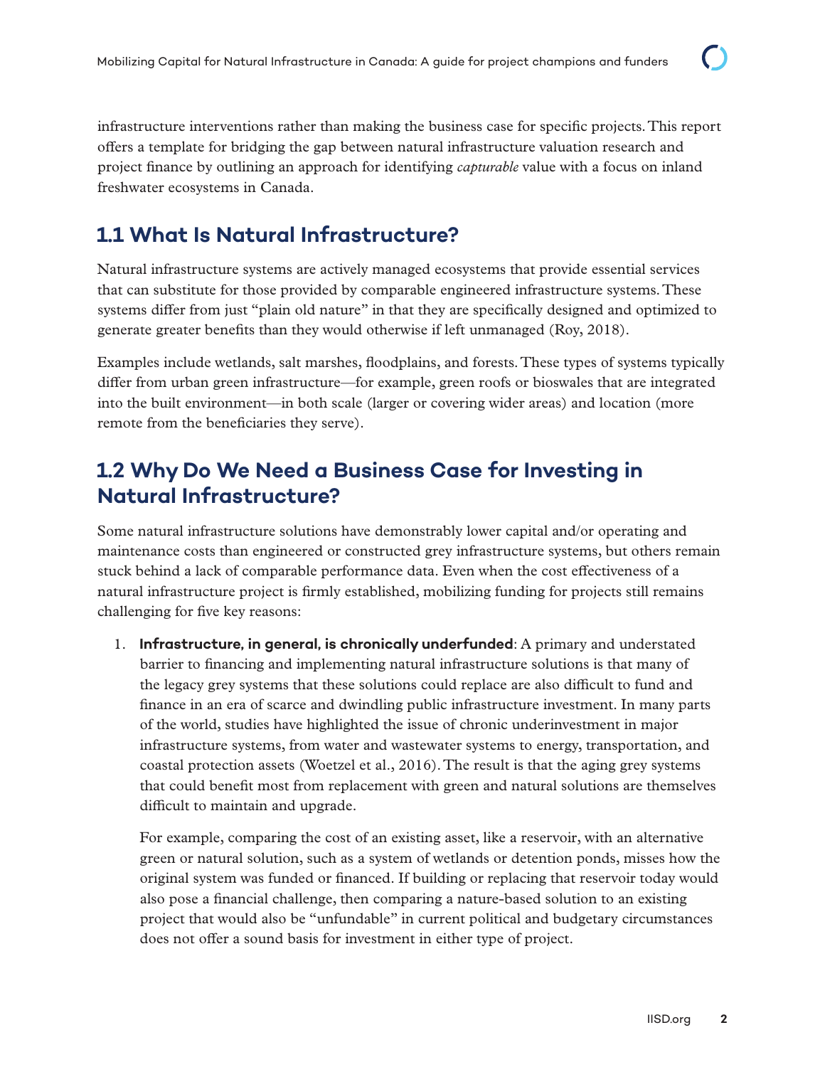infrastructure interventions rather than making the business case for specific projects. This report offers a template for bridging the gap between natural infrastructure valuation research and project finance by outlining an approach for identifying *capturable* value with a focus on inland freshwater ecosystems in Canada.

## 1.1 What Is Natural Infrastructure?

Natural infrastructure systems are actively managed ecosystems that provide essential services that can substitute for those provided by comparable engineered infrastructure systems. These systems differ from just "plain old nature" in that they are specifically designed and optimized to generate greater benefits than they would otherwise if left unmanaged (Roy, 2018).

Examples include wetlands, salt marshes, floodplains, and forests. These types of systems typically differ from urban green infrastructure—for example, green roofs or bioswales that are integrated into the built environment—in both scale (larger or covering wider areas) and location (more remote from the beneficiaries they serve).

## 1.2 Why Do We Need a Business Case for Investing in Natural Infrastructure?

Some natural infrastructure solutions have demonstrably lower capital and/or operating and maintenance costs than engineered or constructed grey infrastructure systems, but others remain stuck behind a lack of comparable performance data. Even when the cost effectiveness of a natural infrastructure project is firmly established, mobilizing funding for projects still remains challenging for five key reasons:

1. **Infrastructure, in general, is chronically underfunded**: A primary and understated barrier to financing and implementing natural infrastructure solutions is that many of the legacy grey systems that these solutions could replace are also difficult to fund and finance in an era of scarce and dwindling public infrastructure investment. In many parts of the world, studies have highlighted the issue of chronic underinvestment in major infrastructure systems, from water and wastewater systems to energy, transportation, and coastal protection assets (Woetzel et al., 2016). The result is that the aging grey systems that could benefit most from replacement with green and natural solutions are themselves difficult to maintain and upgrade.

   For example, comparing the cost of an existing asset, like a reservoir, with an alternative green or natural solution, such as a system of wetlands or detention ponds, misses how the original system was funded or financed. If building or replacing that reservoir today would also pose a financial challenge, then comparing a nature-based solution to an existing project that would also be "unfundable" in current political and budgetary circumstances does not offer a sound basis for investment in either type of project.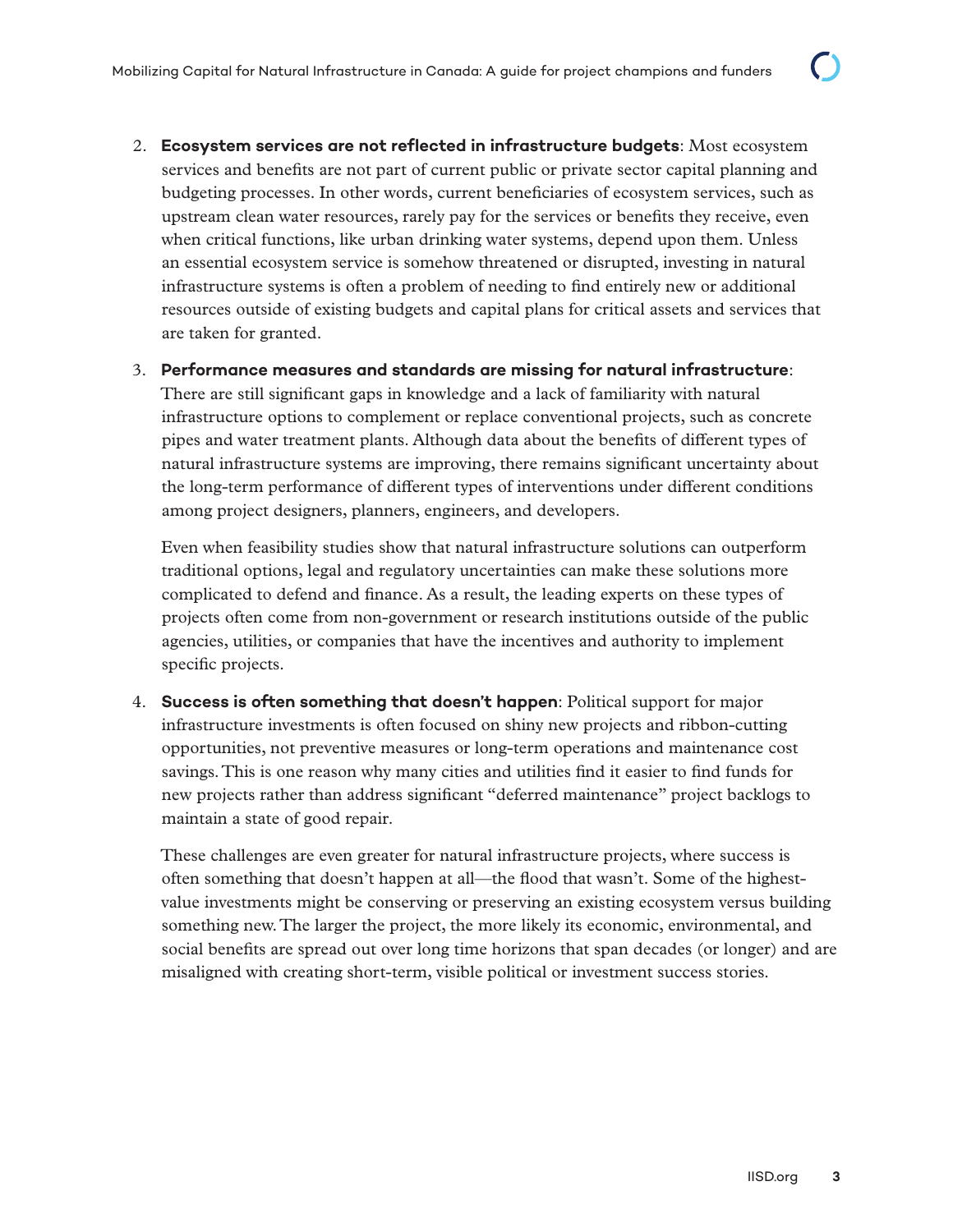2. **Ecosystem services are not reflected in infrastructure budgets**: Most ecosystem services and benefits are not part of current public or private sector capital planning and budgeting processes. In other words, current beneficiaries of ecosystem services, such as upstream clean water resources, rarely pay for the services or benefits they receive, even when critical functions, like urban drinking water systems, depend upon them. Unless an essential ecosystem service is somehow threatened or disrupted, investing in natural infrastructure systems is often a problem of needing to find entirely new or additional resources outside of existing budgets and capital plans for critical assets and services that are taken for granted.

3. **Performance measures and standards are missing for natural infrastructure**: There are still significant gaps in knowledge and a lack of familiarity with natural infrastructure options to complement or replace conventional projects, such as concrete pipes and water treatment plants. Although data about the benefits of different types of natural infrastructure systems are improving, there remains significant uncertainty about the long-term performance of different types of interventions under different conditions among project designers, planners, engineers, and developers.

   Even when feasibility studies show that natural infrastructure solutions can outperform traditional options, legal and regulatory uncertainties can make these solutions more complicated to defend and finance. As a result, the leading experts on these types of projects often come from non-government or research institutions outside of the public agencies, utilities, or companies that have the incentives and authority to implement specific projects.

4. **Success is often something that doesn't happen**: Political support for major infrastructure investments is often focused on shiny new projects and ribbon-cutting opportunities, not preventive measures or long-term operations and maintenance cost savings. This is one reason why many cities and utilities find it easier to find funds for new projects rather than address significant "deferred maintenance" project backlogs to maintain a state of good repair.

   These challenges are even greater for natural infrastructure projects, where success is often something that doesn't happen at all—the flood that wasn't. Some of the highest-value investments might be conserving or preserving an existing ecosystem versus building something new. The larger the project, the more likely its economic, environmental, and social benefits are spread out over long time horizons that span decades (or longer) and are misaligned with creating short-term, visible political or investment success stories.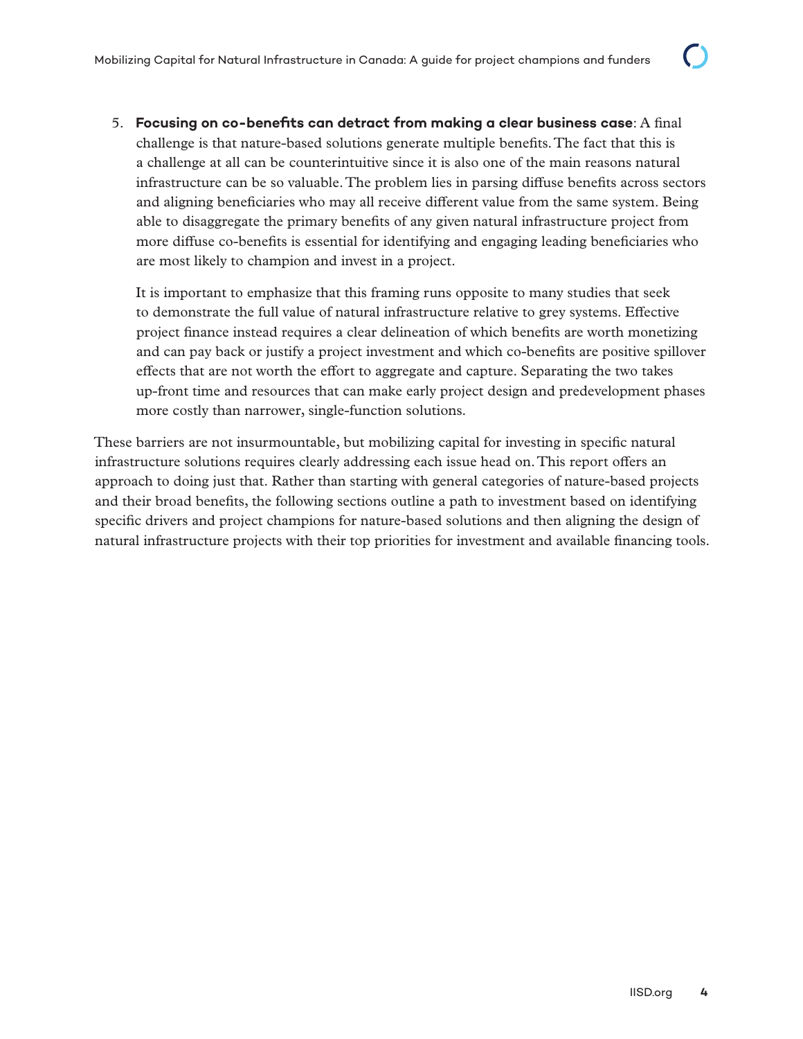5. **Focusing on co-benefits can detract from making a clear business case**: A final challenge is that nature-based solutions generate multiple benefits. The fact that this is a challenge at all can be counterintuitive since it is also one of the main reasons natural infrastructure can be so valuable. The problem lies in parsing diffuse benefits across sectors and aligning beneficiaries who may all receive different value from the same system. Being able to disaggregate the primary benefits of any given natural infrastructure project from more diffuse co-benefits is essential for identifying and engaging leading beneficiaries who are most likely to champion and invest in a project.

   It is important to emphasize that this framing runs opposite to many studies that seek to demonstrate the full value of natural infrastructure relative to grey systems. Effective project finance instead requires a clear delineation of which benefits are worth monetizing and can pay back or justify a project investment and which co-benefits are positive spillover effects that are not worth the effort to aggregate and capture. Separating the two takes up-front time and resources that can make early project design and predevelopment phases more costly than narrower, single-function solutions.

These barriers are not insurmountable, but mobilizing capital for investing in specific natural infrastructure solutions requires clearly addressing each issue head on. This report offers an approach to doing just that. Rather than starting with general categories of nature-based projects and their broad benefits, the following sections outline a path to investment based on identifying specific drivers and project champions for nature-based solutions and then aligning the design of natural infrastructure projects with their top priorities for investment and available financing tools.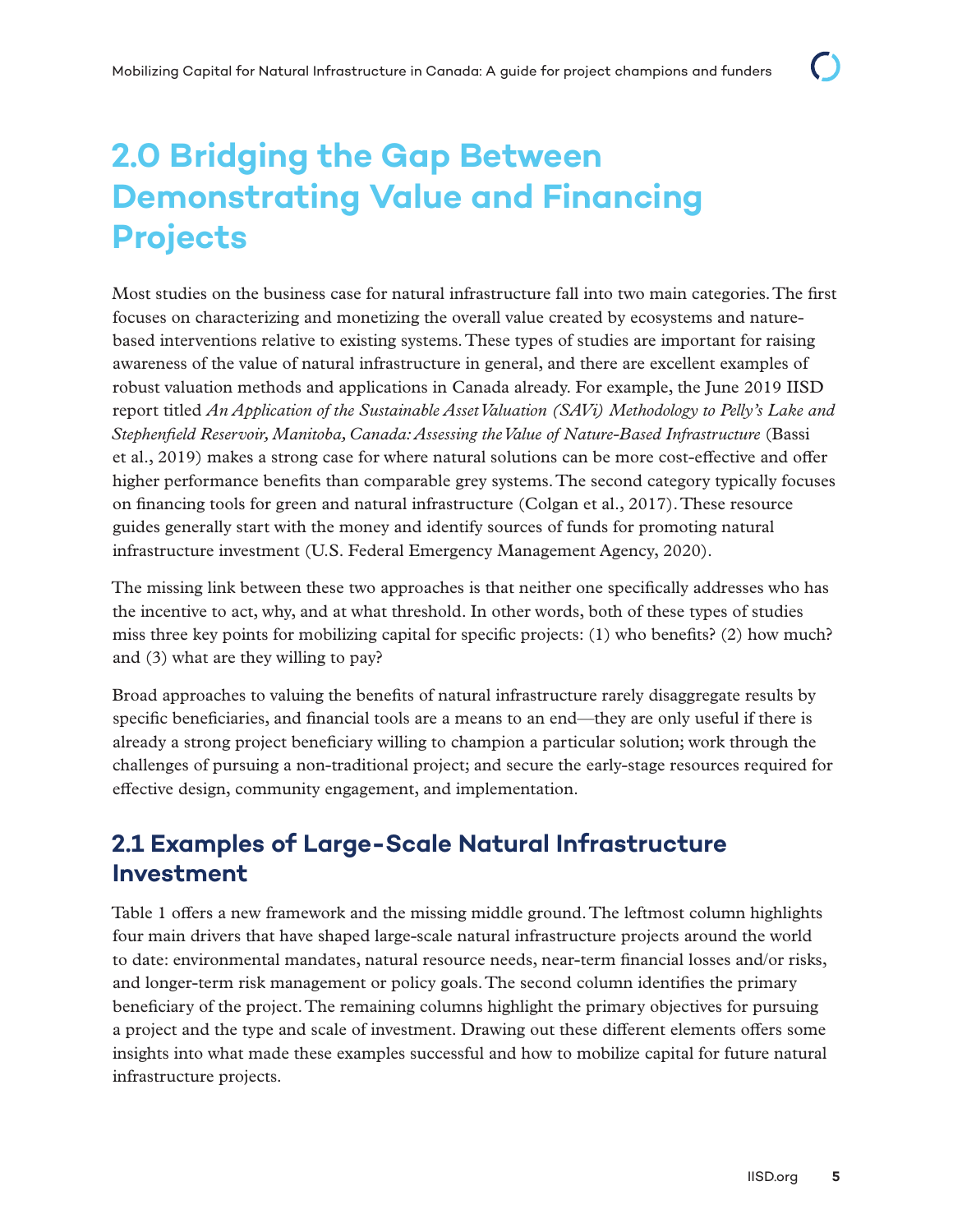# 2.0 Bridging the Gap Between Demonstrating Value and Financing Projects

Most studies on the business case for natural infrastructure fall into two main categories. The first focuses on characterizing and monetizing the overall value created by ecosystems and nature-based interventions relative to existing systems. These types of studies are important for raising awareness of the value of natural infrastructure in general, and there are excellent examples of robust valuation methods and applications in Canada already. For example, the June 2019 IISD report titled *An Application of the Sustainable Asset Valuation (SAVi) Methodology to Pelly's Lake and Stephenfield Reservoir, Manitoba, Canada: Assessing the Value of Nature-Based Infrastructure* (Bassi et al., 2019) makes a strong case for where natural solutions can be more cost-effective and offer higher performance benefits than comparable grey systems. The second category typically focuses on financing tools for green and natural infrastructure (Colgan et al., 2017). These resource guides generally start with the money and identify sources of funds for promoting natural infrastructure investment (U.S. Federal Emergency Management Agency, 2020).

The missing link between these two approaches is that neither one specifically addresses who has the incentive to act, why, and at what threshold. In other words, both of these types of studies miss three key points for mobilizing capital for specific projects: (1) who benefits? (2) how much? and (3) what are they willing to pay?

Broad approaches to valuing the benefits of natural infrastructure rarely disaggregate results by specific beneficiaries, and financial tools are a means to an end—they are only useful if there is already a strong project beneficiary willing to champion a particular solution; work through the challenges of pursuing a non-traditional project; and secure the early-stage resources required for effective design, community engagement, and implementation.

## 2.1 Examples of Large-Scale Natural Infrastructure Investment

Table 1 offers a new framework and the missing middle ground. The leftmost column highlights four main drivers that have shaped large-scale natural infrastructure projects around the world to date: environmental mandates, natural resource needs, near-term financial losses and/or risks, and longer-term risk management or policy goals. The second column identifies the primary beneficiary of the project. The remaining columns highlight the primary objectives for pursuing a project and the type and scale of investment. Drawing out these different elements offers some insights into what made these examples successful and how to mobilize capital for future natural infrastructure projects.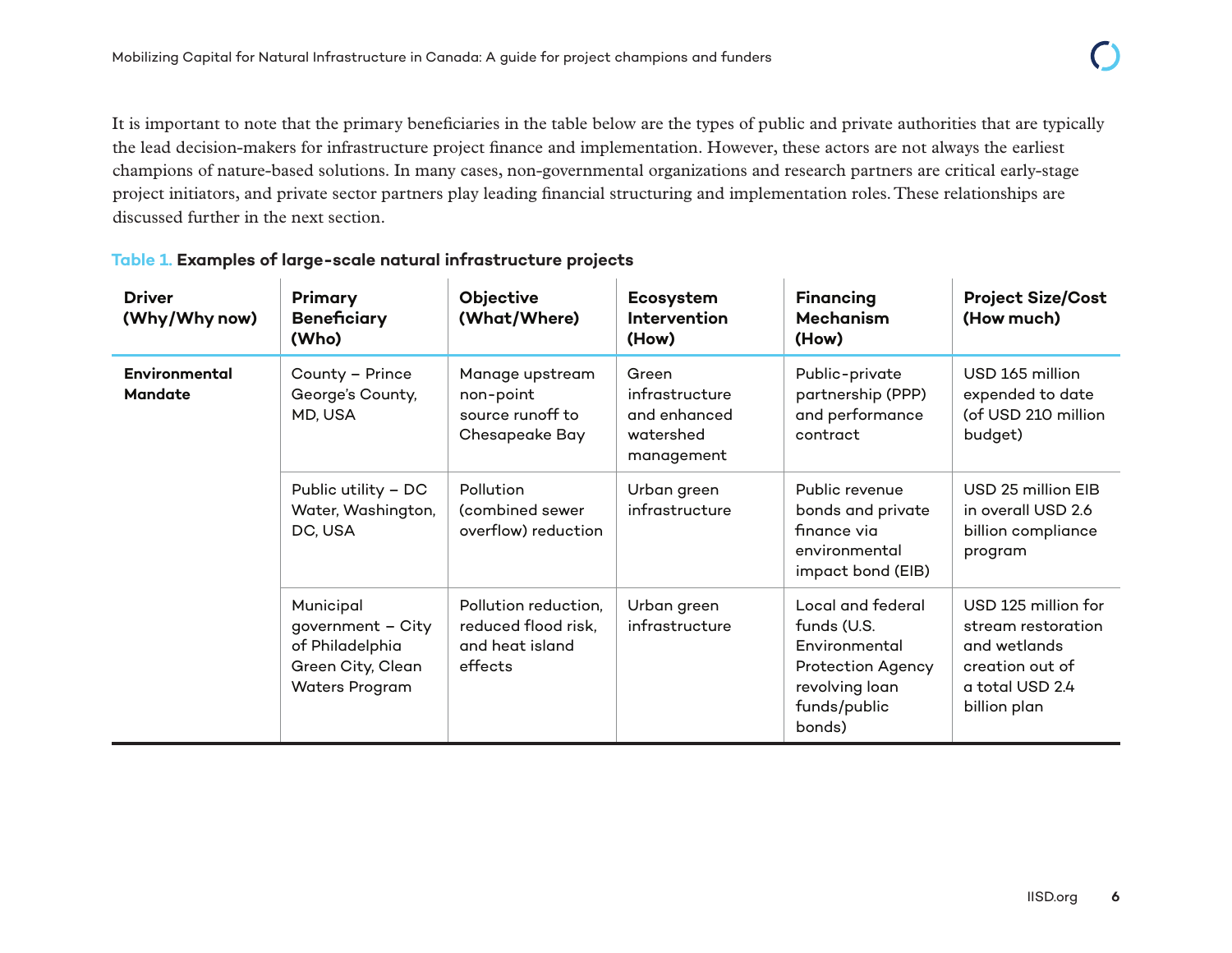It is important to note that the primary beneficiaries in the table below are the types of public and private authorities that are typically the lead decision-makers for infrastructure project finance and implementation. However, these actors are not always the earliest champions of nature-based solutions. In many cases, non-governmental organizations and research partners are critical early-stage project initiators, and private sector partners play leading financial structuring and implementation roles. These relationships are discussed further in the next section.

**Table 1. Examples of large-scale natural infrastructure projects**

| Driver (Why/Why now) | Primary Beneficiary (Who) | Objective (What/Where) | Ecosystem Intervention (How) | Financing Mechanism (How) | Project Size/Cost (How much) |
|---|---|---|---|---|---|
| **Environmental Mandate** | County – Prince George's County, MD, USA | Manage upstream non-point source runoff to Chesapeake Bay | Green infrastructure and enhanced watershed management | Public-private partnership (PPP) and performance contract | USD 165 million expended to date (of USD 210 million budget) |
| | Public utility – DC Water, Washington, DC, USA | Pollution (combined sewer overflow) reduction | Urban green infrastructure | Public revenue bonds and private finance via environmental impact bond (EIB) | USD 25 million EIB in overall USD 2.6 billion compliance program |
| | Municipal government – City of Philadelphia Green City, Clean Waters Program | Pollution reduction, reduced flood risk, and heat island effects | Urban green infrastructure | Local and federal funds (U.S. Environmental Protection Agency revolving loan funds/public bonds) | USD 125 million for stream restoration and wetlands creation out of a total USD 2.4 billion plan |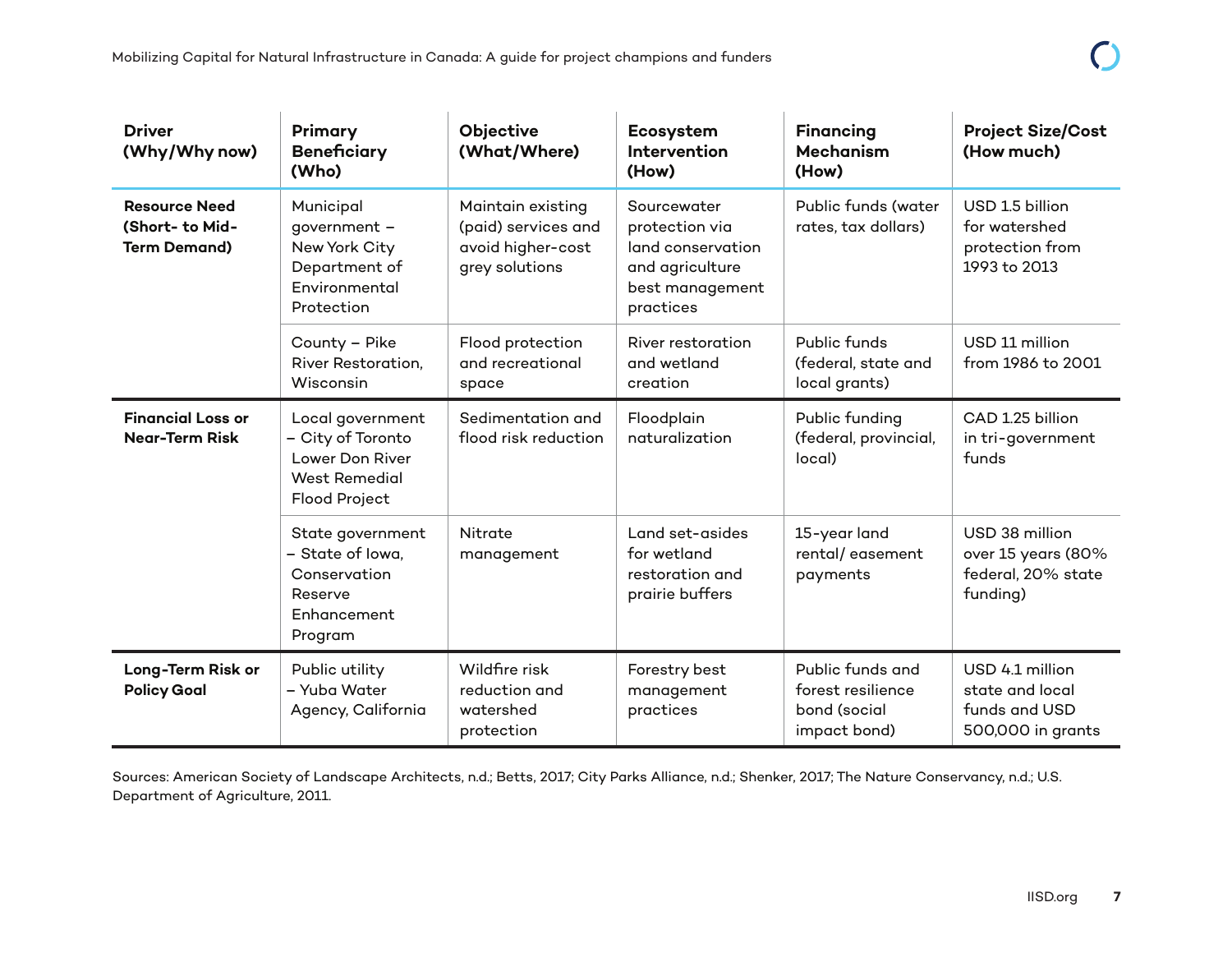| Driver (Why/Why now) | Primary Beneficiary (Who) | Objective (What/Where) | Ecosystem Intervention (How) | Financing Mechanism (How) | Project Size/Cost (How much) |
|---|---|---|---|---|---|
| **Resource Need (Short- to Mid-Term Demand)** | Municipal government – New York City Department of Environmental Protection | Maintain existing (paid) services and avoid higher-cost grey solutions | Sourcewater protection via land conservation and agriculture best management practices | Public funds (water rates, tax dollars) | USD 1.5 billion for watershed protection from 1993 to 2013 |
| | County – Pike River Restoration, Wisconsin | Flood protection and recreational space | River restoration and wetland creation | Public funds (federal, state and local grants) | USD 11 million from 1986 to 2001 |
| **Financial Loss or Near-Term Risk** | Local government – City of Toronto Lower Don River West Remedial Flood Project | Sedimentation and flood risk reduction | Floodplain naturalization | Public funding (federal, provincial, local) | CAD 1.25 billion in tri-government funds |
| | State government – State of Iowa, Conservation Reserve Enhancement Program | Nitrate management | Land set-asides for wetland restoration and prairie buffers | 15-year land rental/ easement payments | USD 38 million over 15 years (80% federal, 20% state funding) |
| **Long-Term Risk or Policy Goal** | Public utility – Yuba Water Agency, California | Wildfire risk reduction and watershed protection | Forestry best management practices | Public funds and forest resilience bond (social impact bond) | USD 4.1 million state and local funds and USD 500,000 in grants |

Sources: American Society of Landscape Architects, n.d.; Betts, 2017; City Parks Alliance, n.d.; Shenker, 2017; The Nature Conservancy, n.d.; U.S. Department of Agriculture, 2011.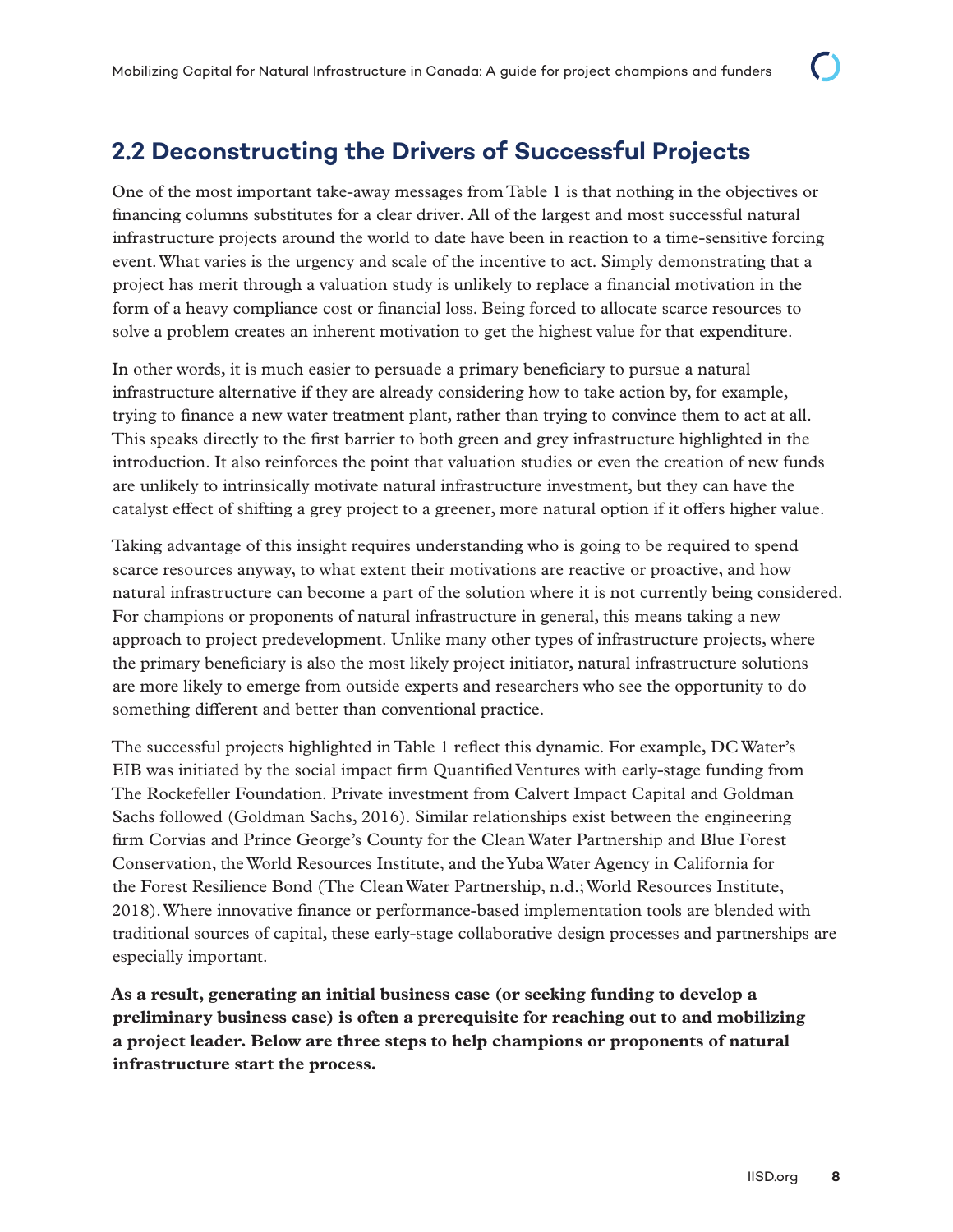## 2.2 Deconstructing the Drivers of Successful Projects

One of the most important take-away messages from Table 1 is that nothing in the objectives or financing columns substitutes for a clear driver. All of the largest and most successful natural infrastructure projects around the world to date have been in reaction to a time-sensitive forcing event. What varies is the urgency and scale of the incentive to act. Simply demonstrating that a project has merit through a valuation study is unlikely to replace a financial motivation in the form of a heavy compliance cost or financial loss. Being forced to allocate scarce resources to solve a problem creates an inherent motivation to get the highest value for that expenditure.

In other words, it is much easier to persuade a primary beneficiary to pursue a natural infrastructure alternative if they are already considering how to take action by, for example, trying to finance a new water treatment plant, rather than trying to convince them to act at all. This speaks directly to the first barrier to both green and grey infrastructure highlighted in the introduction. It also reinforces the point that valuation studies or even the creation of new funds are unlikely to intrinsically motivate natural infrastructure investment, but they can have the catalyst effect of shifting a grey project to a greener, more natural option if it offers higher value.

Taking advantage of this insight requires understanding who is going to be required to spend scarce resources anyway, to what extent their motivations are reactive or proactive, and how natural infrastructure can become a part of the solution where it is not currently being considered. For champions or proponents of natural infrastructure in general, this means taking a new approach to project predevelopment. Unlike many other types of infrastructure projects, where the primary beneficiary is also the most likely project initiator, natural infrastructure solutions are more likely to emerge from outside experts and researchers who see the opportunity to do something different and better than conventional practice.

The successful projects highlighted in Table 1 reflect this dynamic. For example, DC Water's EIB was initiated by the social impact firm Quantified Ventures with early-stage funding from The Rockefeller Foundation. Private investment from Calvert Impact Capital and Goldman Sachs followed (Goldman Sachs, 2016). Similar relationships exist between the engineering firm Corvias and Prince George's County for the Clean Water Partnership and Blue Forest Conservation, the World Resources Institute, and the Yuba Water Agency in California for the Forest Resilience Bond (The Clean Water Partnership, n.d.; World Resources Institute, 2018). Where innovative finance or performance-based implementation tools are blended with traditional sources of capital, these early-stage collaborative design processes and partnerships are especially important.

**As a result, generating an initial business case (or seeking funding to develop a preliminary business case) is often a prerequisite for reaching out to and mobilizing a project leader. Below are three steps to help champions or proponents of natural infrastructure start the process.**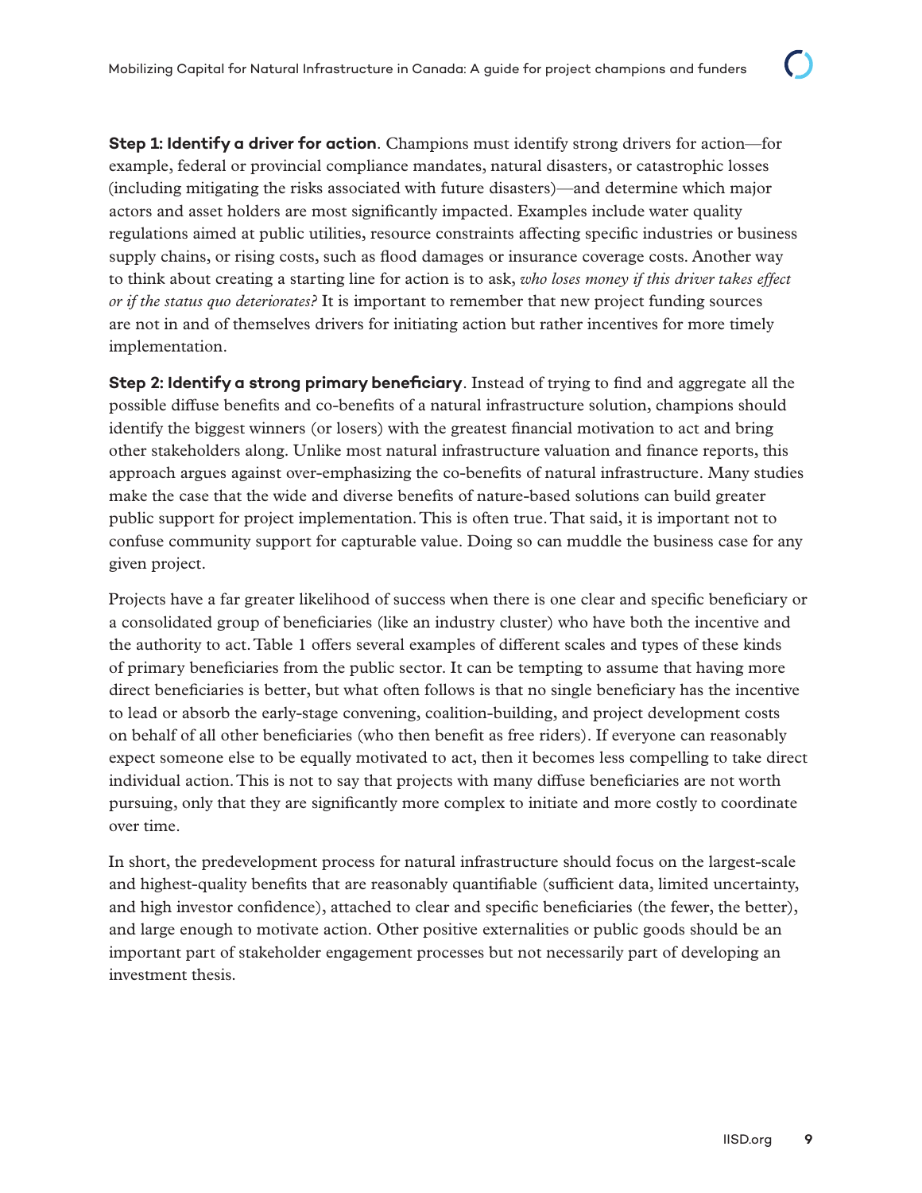**Step 1: Identify a driver for action**. Champions must identify strong drivers for action—for example, federal or provincial compliance mandates, natural disasters, or catastrophic losses (including mitigating the risks associated with future disasters)—and determine which major actors and asset holders are most significantly impacted. Examples include water quality regulations aimed at public utilities, resource constraints affecting specific industries or business supply chains, or rising costs, such as flood damages or insurance coverage costs. Another way to think about creating a starting line for action is to ask, *who loses money if this driver takes effect or if the status quo deteriorates?* It is important to remember that new project funding sources are not in and of themselves drivers for initiating action but rather incentives for more timely implementation.

**Step 2: Identify a strong primary beneficiary**. Instead of trying to find and aggregate all the possible diffuse benefits and co-benefits of a natural infrastructure solution, champions should identify the biggest winners (or losers) with the greatest financial motivation to act and bring other stakeholders along. Unlike most natural infrastructure valuation and finance reports, this approach argues against over-emphasizing the co-benefits of natural infrastructure. Many studies make the case that the wide and diverse benefits of nature-based solutions can build greater public support for project implementation. This is often true. That said, it is important not to confuse community support for capturable value. Doing so can muddle the business case for any given project.

Projects have a far greater likelihood of success when there is one clear and specific beneficiary or a consolidated group of beneficiaries (like an industry cluster) who have both the incentive and the authority to act. Table 1 offers several examples of different scales and types of these kinds of primary beneficiaries from the public sector. It can be tempting to assume that having more direct beneficiaries is better, but what often follows is that no single beneficiary has the incentive to lead or absorb the early-stage convening, coalition-building, and project development costs on behalf of all other beneficiaries (who then benefit as free riders). If everyone can reasonably expect someone else to be equally motivated to act, then it becomes less compelling to take direct individual action. This is not to say that projects with many diffuse beneficiaries are not worth pursuing, only that they are significantly more complex to initiate and more costly to coordinate over time.

In short, the predevelopment process for natural infrastructure should focus on the largest-scale and highest-quality benefits that are reasonably quantifiable (sufficient data, limited uncertainty, and high investor confidence), attached to clear and specific beneficiaries (the fewer, the better), and large enough to motivate action. Other positive externalities or public goods should be an important part of stakeholder engagement processes but not necessarily part of developing an investment thesis.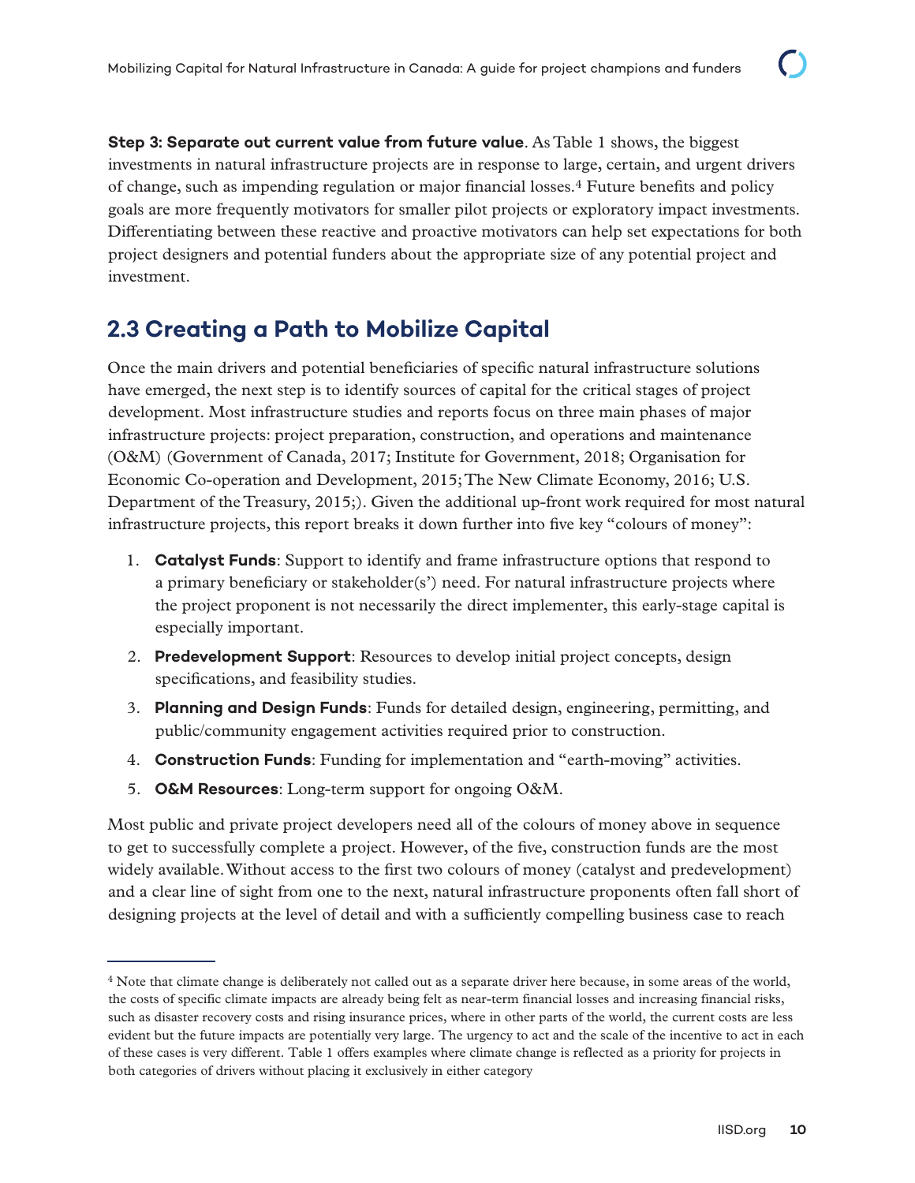**Step 3: Separate out current value from future value**. As Table 1 shows, the biggest investments in natural infrastructure projects are in response to large, certain, and urgent drivers of change, such as impending regulation or major financial losses.[4] Future benefits and policy goals are more frequently motivators for smaller pilot projects or exploratory impact investments. Differentiating between these reactive and proactive motivators can help set expectations for both project designers and potential funders about the appropriate size of any potential project and investment.

## 2.3 Creating a Path to Mobilize Capital

Once the main drivers and potential beneficiaries of specific natural infrastructure solutions have emerged, the next step is to identify sources of capital for the critical stages of project development. Most infrastructure studies and reports focus on three main phases of major infrastructure projects: project preparation, construction, and operations and maintenance (O&M) (Government of Canada, 2017; Institute for Government, 2018; Organisation for Economic Co-operation and Development, 2015; The New Climate Economy, 2016; U.S. Department of the Treasury, 2015;). Given the additional up-front work required for most natural infrastructure projects, this report breaks it down further into five key "colours of money":

1. **Catalyst Funds**: Support to identify and frame infrastructure options that respond to a primary beneficiary or stakeholder(s') need. For natural infrastructure projects where the project proponent is not necessarily the direct implementer, this early-stage capital is especially important.
2. **Predevelopment Support**: Resources to develop initial project concepts, design specifications, and feasibility studies.
3. **Planning and Design Funds**: Funds for detailed design, engineering, permitting, and public/community engagement activities required prior to construction.
4. **Construction Funds**: Funding for implementation and "earth-moving" activities.
5. **O&M Resources**: Long-term support for ongoing O&M.

Most public and private project developers need all of the colours of money above in sequence to get to successfully complete a project. However, of the five, construction funds are the most widely available. Without access to the first two colours of money (catalyst and predevelopment) and a clear line of sight from one to the next, natural infrastructure proponents often fall short of designing projects at the level of detail and with a sufficiently compelling business case to reach

[4] Note that climate change is deliberately not called out as a separate driver here because, in some areas of the world, the costs of specific climate impacts are already being felt as near-term financial losses and increasing financial risks, such as disaster recovery costs and rising insurance prices, where in other parts of the world, the current costs are less evident but the future impacts are potentially very large. The urgency to act and the scale of the incentive to act in each of these cases is very different. Table 1 offers examples where climate change is reflected as a priority for projects in both categories of drivers without placing it exclusively in either category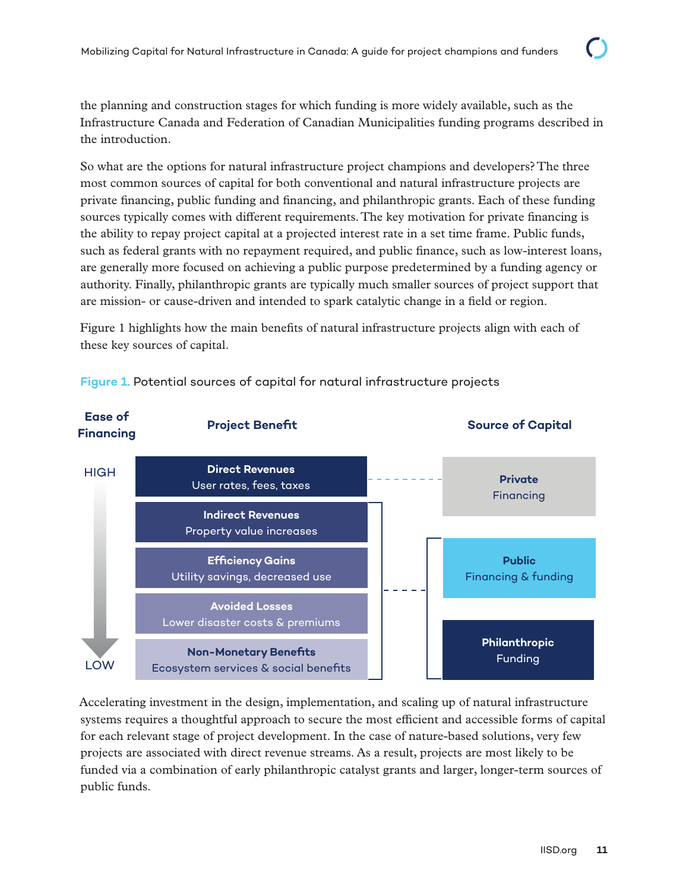the planning and construction stages for which funding is more widely available, such as the Infrastructure Canada and Federation of Canadian Municipalities funding programs described in the introduction.

So what are the options for natural infrastructure project champions and developers? The three most common sources of capital for both conventional and natural infrastructure projects are private financing, public funding and financing, and philanthropic grants. Each of these funding sources typically comes with different requirements. The key motivation for private financing is the ability to repay project capital at a projected interest rate in a set time frame. Public funds, such as federal grants with no repayment required, and public finance, such as low-interest loans, are generally more focused on achieving a public purpose predetermined by a funding agency or authority. Finally, philanthropic grants are typically much smaller sources of project support that are mission- or cause-driven and intended to spark catalytic change in a field or region.

Figure 1 highlights how the main benefits of natural infrastructure projects align with each of these key sources of capital.

**Figure 1.** Potential sources of capital for natural infrastructure projects

| Ease of Financing | Project Benefit | Source of Capital |
|---|---|---|
| HIGH | **Direct Revenues** User rates, fees, taxes | **Private** Financing |
| | **Indirect Revenues** Property value increases | **Public** Financing & funding |
| | **Efficiency Gains** Utility savings, decreased use | |
| | **Avoided Losses** Lower disaster costs & premiums | **Philanthropic** Funding |
| LOW | **Non-Monetary Benefits** Ecosystem services & social benefits | |

Accelerating investment in the design, implementation, and scaling up of natural infrastructure systems requires a thoughtful approach to secure the most efficient and accessible forms of capital for each relevant stage of project development. In the case of nature-based solutions, very few projects are associated with direct revenue streams. As a result, projects are most likely to be funded via a combination of early philanthropic catalyst grants and larger, longer-term sources of public funds.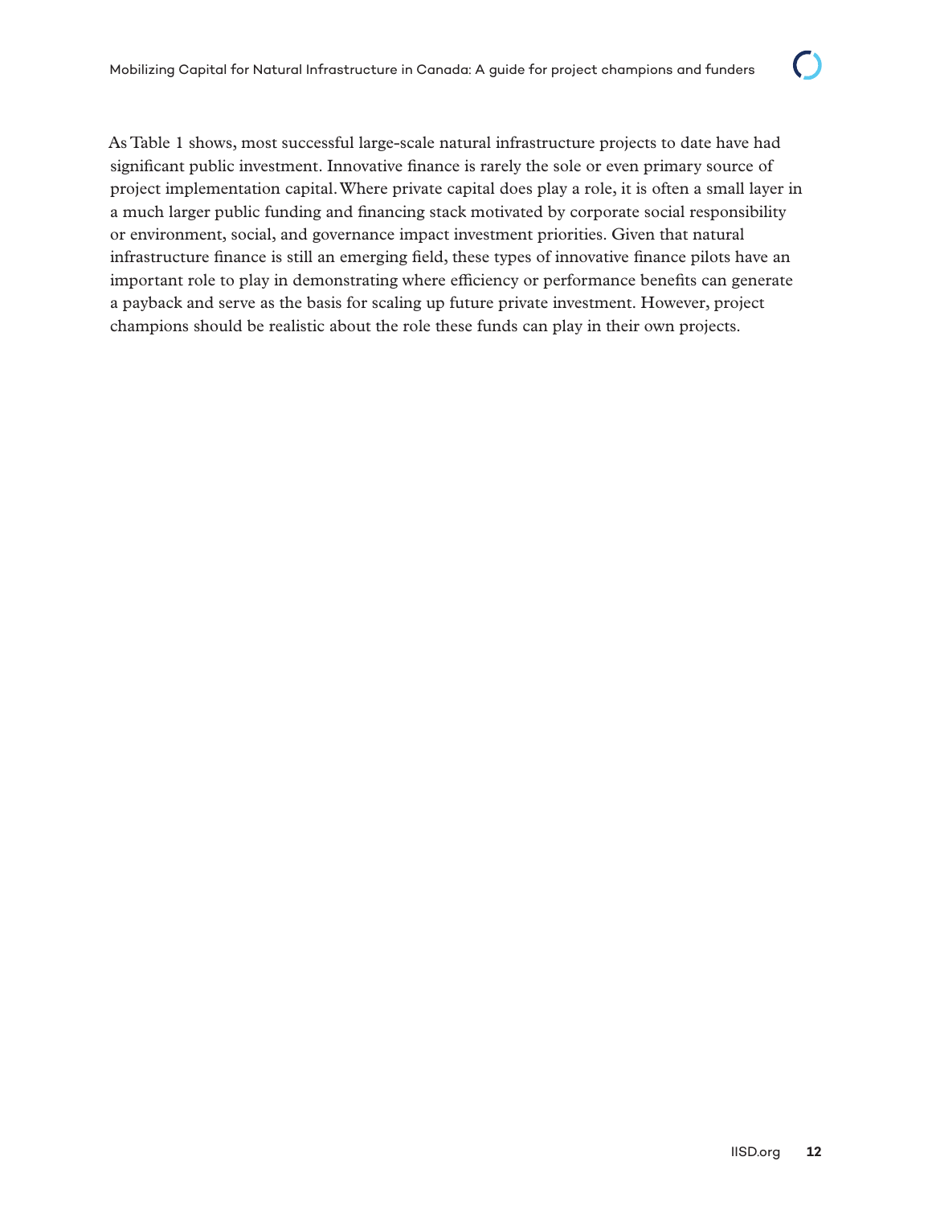As Table 1 shows, most successful large-scale natural infrastructure projects to date have had significant public investment. Innovative finance is rarely the sole or even primary source of project implementation capital. Where private capital does play a role, it is often a small layer in a much larger public funding and financing stack motivated by corporate social responsibility or environment, social, and governance impact investment priorities. Given that natural infrastructure finance is still an emerging field, these types of innovative finance pilots have an important role to play in demonstrating where efficiency or performance benefits can generate a payback and serve as the basis for scaling up future private investment. However, project champions should be realistic about the role these funds can play in their own projects.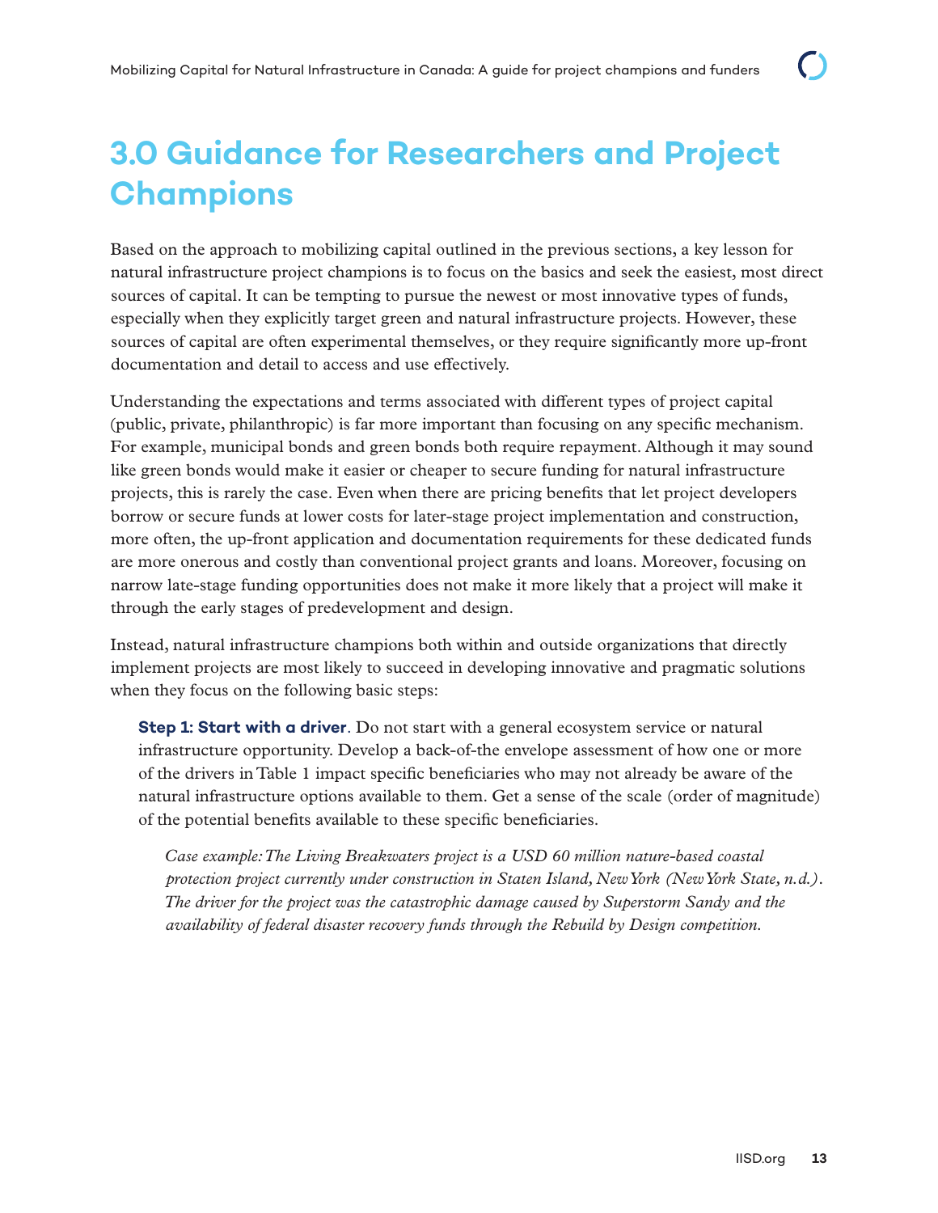# 3.0 Guidance for Researchers and Project Champions

Based on the approach to mobilizing capital outlined in the previous sections, a key lesson for natural infrastructure project champions is to focus on the basics and seek the easiest, most direct sources of capital. It can be tempting to pursue the newest or most innovative types of funds, especially when they explicitly target green and natural infrastructure projects. However, these sources of capital are often experimental themselves, or they require significantly more up-front documentation and detail to access and use effectively.

Understanding the expectations and terms associated with different types of project capital (public, private, philanthropic) is far more important than focusing on any specific mechanism. For example, municipal bonds and green bonds both require repayment. Although it may sound like green bonds would make it easier or cheaper to secure funding for natural infrastructure projects, this is rarely the case. Even when there are pricing benefits that let project developers borrow or secure funds at lower costs for later-stage project implementation and construction, more often, the up-front application and documentation requirements for these dedicated funds are more onerous and costly than conventional project grants and loans. Moreover, focusing on narrow late-stage funding opportunities does not make it more likely that a project will make it through the early stages of predevelopment and design.

Instead, natural infrastructure champions both within and outside organizations that directly implement projects are most likely to succeed in developing innovative and pragmatic solutions when they focus on the following basic steps:

**Step 1: Start with a driver**. Do not start with a general ecosystem service or natural infrastructure opportunity. Develop a back-of-the envelope assessment of how one or more of the drivers in Table 1 impact specific beneficiaries who may not already be aware of the natural infrastructure options available to them. Get a sense of the scale (order of magnitude) of the potential benefits available to these specific beneficiaries.

*Case example: The Living Breakwaters project is a USD 60 million nature-based coastal protection project currently under construction in Staten Island, New York (New York State, n.d.). The driver for the project was the catastrophic damage caused by Superstorm Sandy and the availability of federal disaster recovery funds through the Rebuild by Design competition.*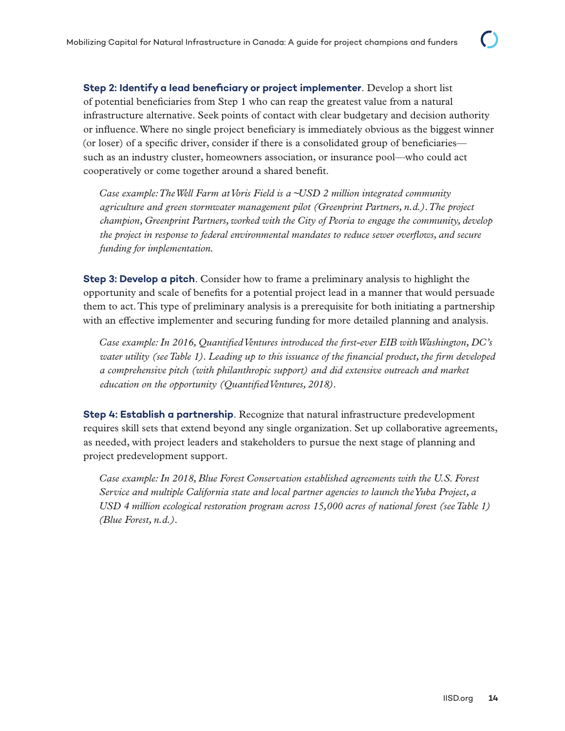**Step 2: Identify a lead beneficiary or project implementer**. Develop a short list of potential beneficiaries from Step 1 who can reap the greatest value from a natural infrastructure alternative. Seek points of contact with clear budgetary and decision authority or influence. Where no single project beneficiary is immediately obvious as the biggest winner (or loser) of a specific driver, consider if there is a consolidated group of beneficiaries—such as an industry cluster, homeowners association, or insurance pool—who could act cooperatively or come together around a shared benefit.

*Case example: The Well Farm at Voris Field is a ~USD 2 million integrated community agriculture and green stormwater management pilot (Greenprint Partners, n.d.). The project champion, Greenprint Partners, worked with the City of Peoria to engage the community, develop the project in response to federal environmental mandates to reduce sewer overflows, and secure funding for implementation.*

**Step 3: Develop a pitch**. Consider how to frame a preliminary analysis to highlight the opportunity and scale of benefits for a potential project lead in a manner that would persuade them to act. This type of preliminary analysis is a prerequisite for both initiating a partnership with an effective implementer and securing funding for more detailed planning and analysis.

*Case example: In 2016, Quantified Ventures introduced the first-ever EIB with Washington, DC's water utility (see Table 1). Leading up to this issuance of the financial product, the firm developed a comprehensive pitch (with philanthropic support) and did extensive outreach and market education on the opportunity (Quantified Ventures, 2018).*

**Step 4: Establish a partnership**. Recognize that natural infrastructure predevelopment requires skill sets that extend beyond any single organization. Set up collaborative agreements, as needed, with project leaders and stakeholders to pursue the next stage of planning and project predevelopment support.

*Case example: In 2018, Blue Forest Conservation established agreements with the U.S. Forest Service and multiple California state and local partner agencies to launch the Yuba Project, a USD 4 million ecological restoration program across 15,000 acres of national forest (see Table 1) (Blue Forest, n.d.).*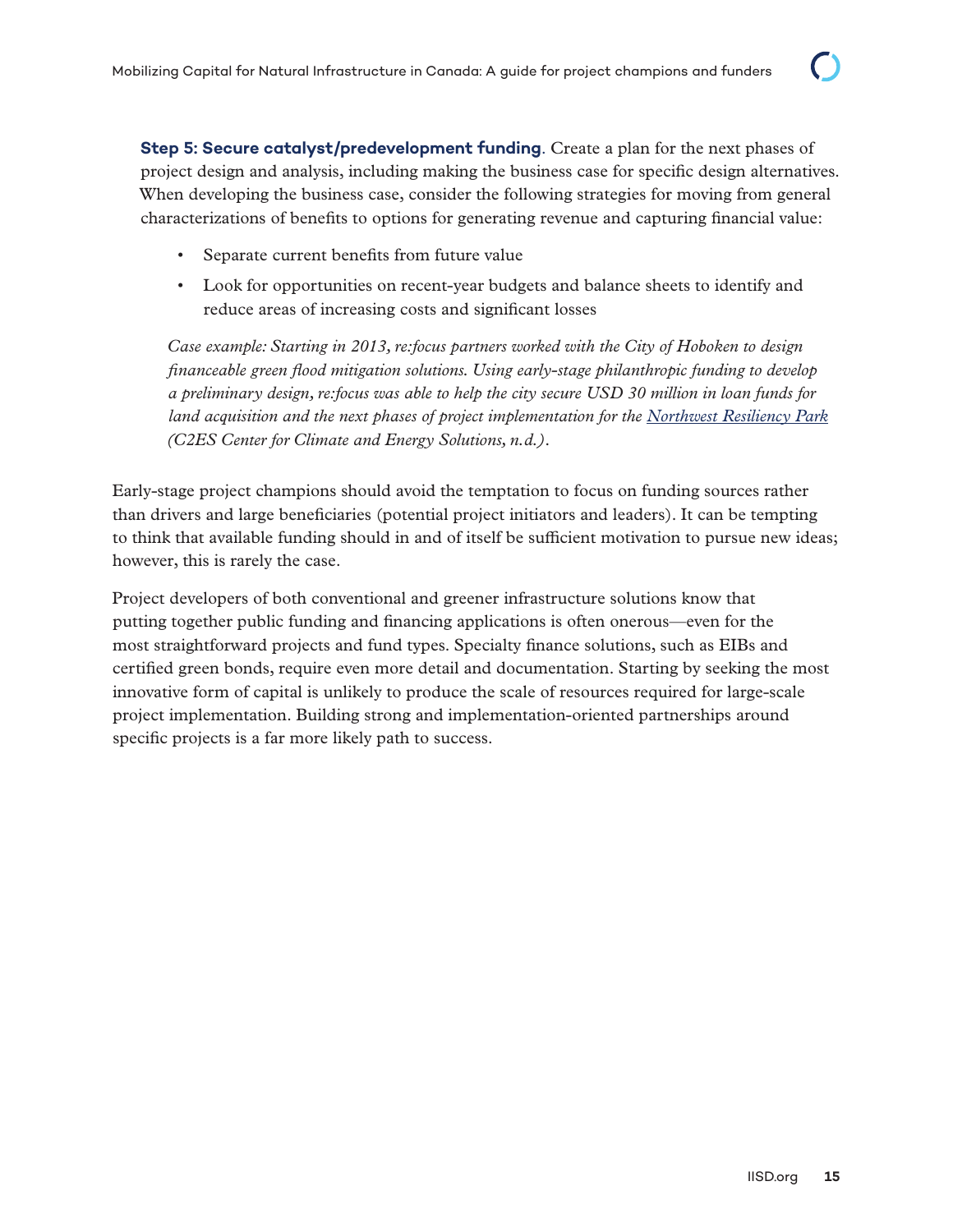**Step 5: Secure catalyst/predevelopment funding**. Create a plan for the next phases of project design and analysis, including making the business case for specific design alternatives. When developing the business case, consider the following strategies for moving from general characterizations of benefits to options for generating revenue and capturing financial value:

- Separate current benefits from future value
- Look for opportunities on recent-year budgets and balance sheets to identify and reduce areas of increasing costs and significant losses

*Case example: Starting in 2013, re:focus partners worked with the City of Hoboken to design financeable green flood mitigation solutions. Using early-stage philanthropic funding to develop a preliminary design, re:focus was able to help the city secure USD 30 million in loan funds for land acquisition and the next phases of project implementation for the [Northwest Resiliency Park](#) (C2ES Center for Climate and Energy Solutions, n.d.).*

Early-stage project champions should avoid the temptation to focus on funding sources rather than drivers and large beneficiaries (potential project initiators and leaders). It can be tempting to think that available funding should in and of itself be sufficient motivation to pursue new ideas; however, this is rarely the case.

Project developers of both conventional and greener infrastructure solutions know that putting together public funding and financing applications is often onerous—even for the most straightforward projects and fund types. Specialty finance solutions, such as EIBs and certified green bonds, require even more detail and documentation. Starting by seeking the most innovative form of capital is unlikely to produce the scale of resources required for large-scale project implementation. Building strong and implementation-oriented partnerships around specific projects is a far more likely path to success.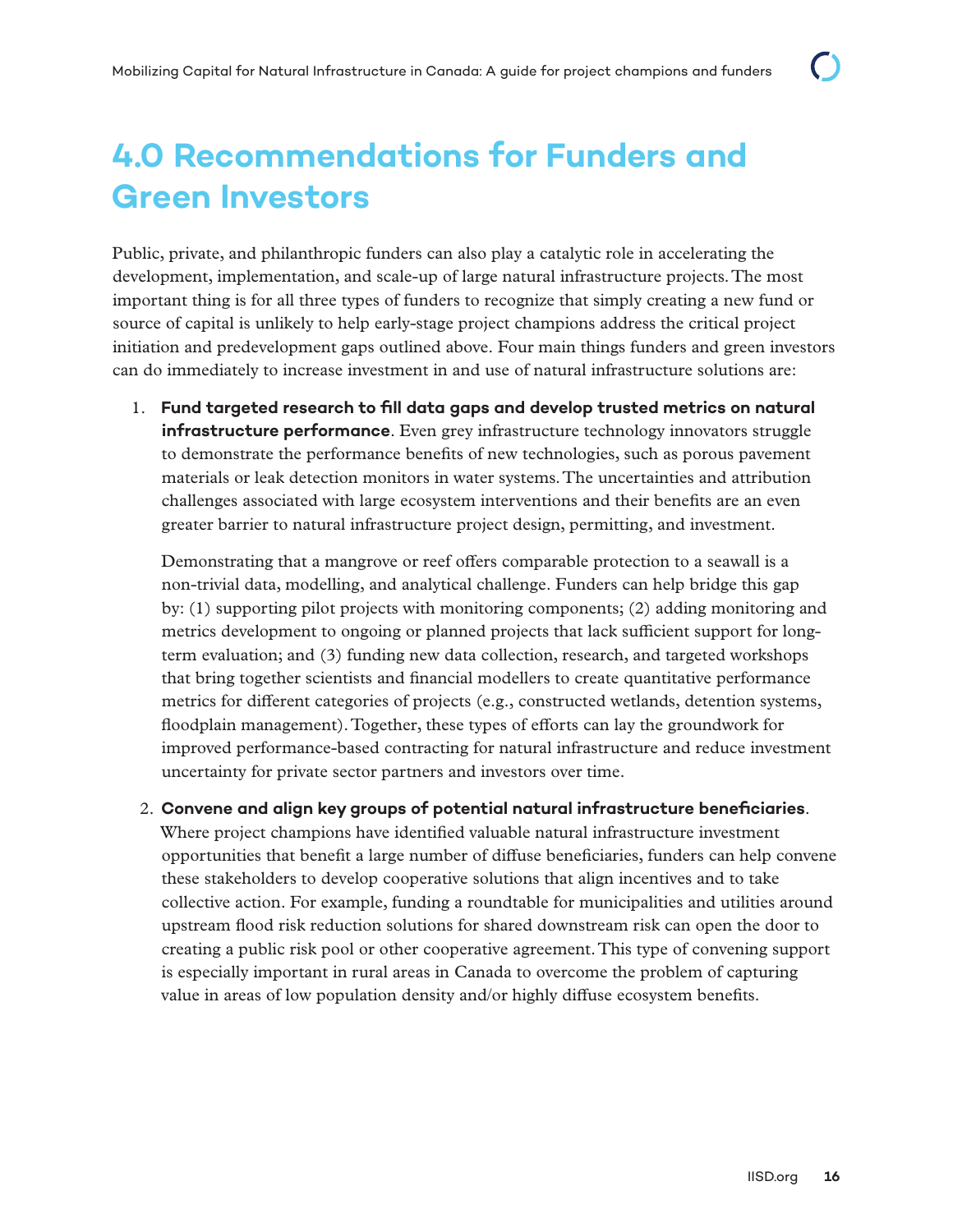# 4.0 Recommendations for Funders and Green Investors

Public, private, and philanthropic funders can also play a catalytic role in accelerating the development, implementation, and scale-up of large natural infrastructure projects. The most important thing is for all three types of funders to recognize that simply creating a new fund or source of capital is unlikely to help early-stage project champions address the critical project initiation and predevelopment gaps outlined above. Four main things funders and green investors can do immediately to increase investment in and use of natural infrastructure solutions are:

1. **Fund targeted research to fill data gaps and develop trusted metrics on natural infrastructure performance**. Even grey infrastructure technology innovators struggle to demonstrate the performance benefits of new technologies, such as porous pavement materials or leak detection monitors in water systems. The uncertainties and attribution challenges associated with large ecosystem interventions and their benefits are an even greater barrier to natural infrastructure project design, permitting, and investment.

   Demonstrating that a mangrove or reef offers comparable protection to a seawall is a non-trivial data, modelling, and analytical challenge. Funders can help bridge this gap by: (1) supporting pilot projects with monitoring components; (2) adding monitoring and metrics development to ongoing or planned projects that lack sufficient support for long-term evaluation; and (3) funding new data collection, research, and targeted workshops that bring together scientists and financial modellers to create quantitative performance metrics for different categories of projects (e.g., constructed wetlands, detention systems, floodplain management). Together, these types of efforts can lay the groundwork for improved performance-based contracting for natural infrastructure and reduce investment uncertainty for private sector partners and investors over time.

2. **Convene and align key groups of potential natural infrastructure beneficiaries**. Where project champions have identified valuable natural infrastructure investment opportunities that benefit a large number of diffuse beneficiaries, funders can help convene these stakeholders to develop cooperative solutions that align incentives and to take collective action. For example, funding a roundtable for municipalities and utilities around upstream flood risk reduction solutions for shared downstream risk can open the door to creating a public risk pool or other cooperative agreement. This type of convening support is especially important in rural areas in Canada to overcome the problem of capturing value in areas of low population density and/or highly diffuse ecosystem benefits.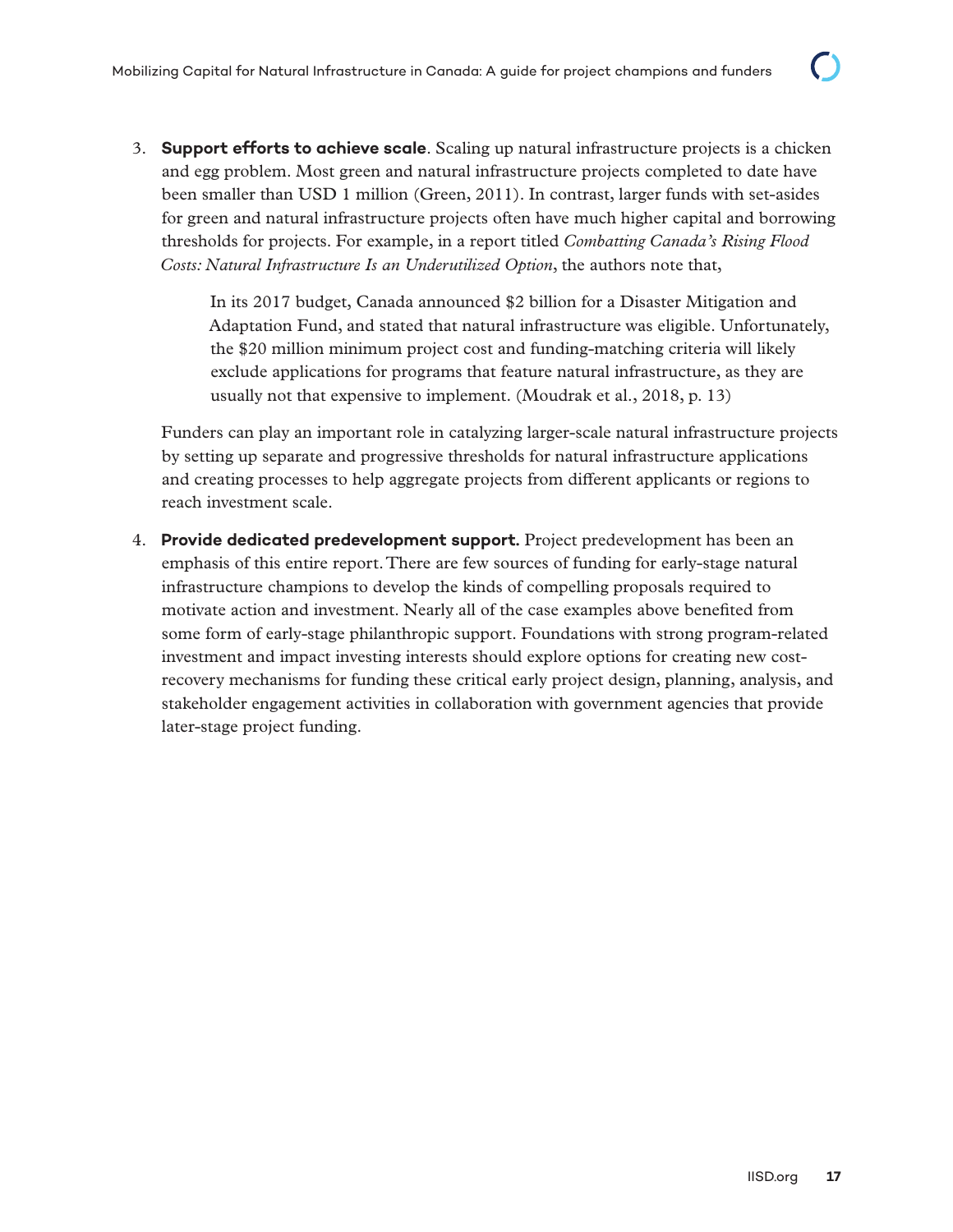3. **Support efforts to achieve scale**. Scaling up natural infrastructure projects is a chicken and egg problem. Most green and natural infrastructure projects completed to date have been smaller than USD 1 million (Green, 2011). In contrast, larger funds with set-asides for green and natural infrastructure projects often have much higher capital and borrowing thresholds for projects. For example, in a report titled *Combatting Canada's Rising Flood Costs: Natural Infrastructure Is an Underutilized Option*, the authors note that,

   > In its 2017 budget, Canada announced $2 billion for a Disaster Mitigation and Adaptation Fund, and stated that natural infrastructure was eligible. Unfortunately, the $20 million minimum project cost and funding-matching criteria will likely exclude applications for programs that feature natural infrastructure, as they are usually not that expensive to implement. (Moudrak et al., 2018, p. 13)

   Funders can play an important role in catalyzing larger-scale natural infrastructure projects by setting up separate and progressive thresholds for natural infrastructure applications and creating processes to help aggregate projects from different applicants or regions to reach investment scale.

4. **Provide dedicated predevelopment support.** Project predevelopment has been an emphasis of this entire report. There are few sources of funding for early-stage natural infrastructure champions to develop the kinds of compelling proposals required to motivate action and investment. Nearly all of the case examples above benefited from some form of early-stage philanthropic support. Foundations with strong program-related investment and impact investing interests should explore options for creating new cost-recovery mechanisms for funding these critical early project design, planning, analysis, and stakeholder engagement activities in collaboration with government agencies that provide later-stage project funding.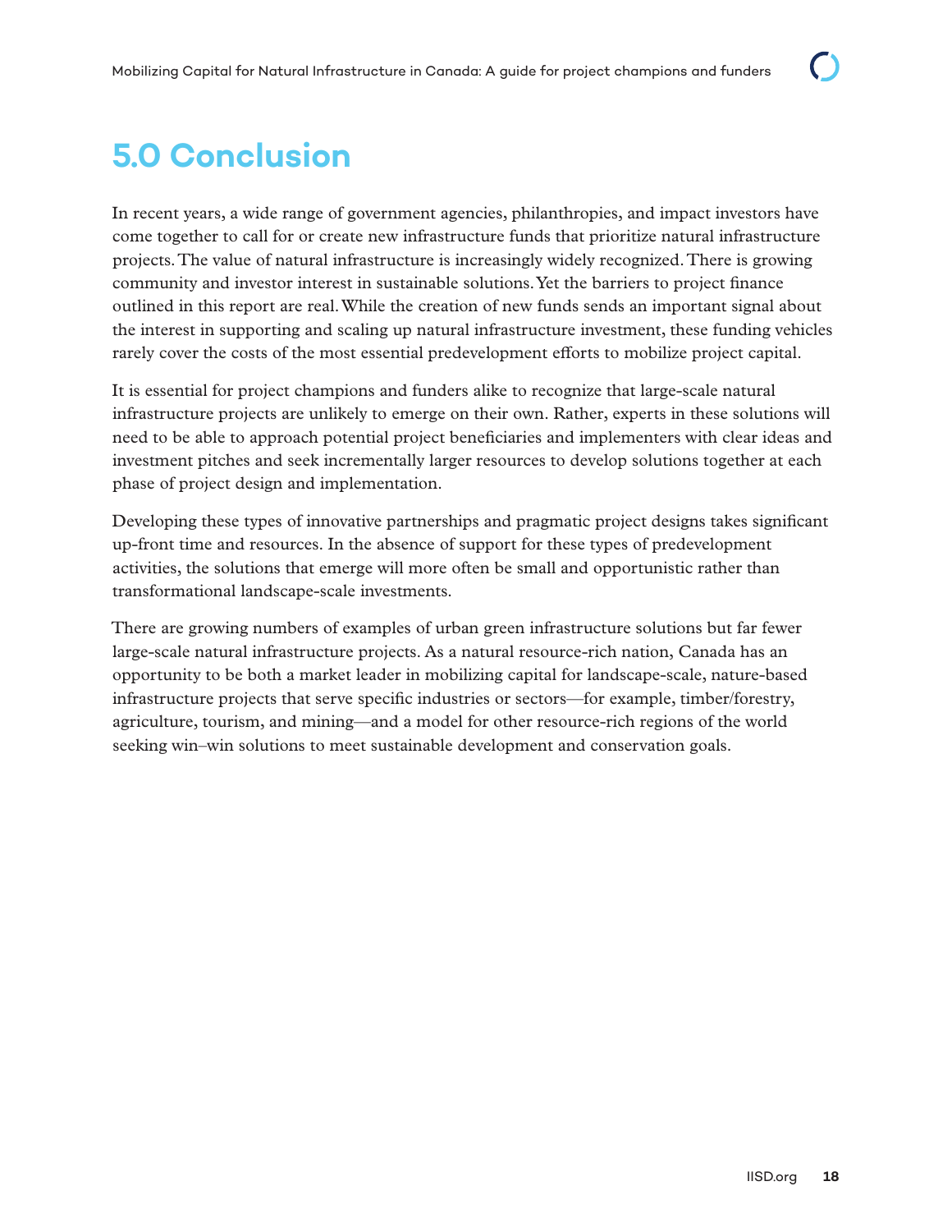# 5.0 Conclusion

In recent years, a wide range of government agencies, philanthropies, and impact investors have come together to call for or create new infrastructure funds that prioritize natural infrastructure projects. The value of natural infrastructure is increasingly widely recognized. There is growing community and investor interest in sustainable solutions. Yet the barriers to project finance outlined in this report are real. While the creation of new funds sends an important signal about the interest in supporting and scaling up natural infrastructure investment, these funding vehicles rarely cover the costs of the most essential predevelopment efforts to mobilize project capital.

It is essential for project champions and funders alike to recognize that large-scale natural infrastructure projects are unlikely to emerge on their own. Rather, experts in these solutions will need to be able to approach potential project beneficiaries and implementers with clear ideas and investment pitches and seek incrementally larger resources to develop solutions together at each phase of project design and implementation.

Developing these types of innovative partnerships and pragmatic project designs takes significant up-front time and resources. In the absence of support for these types of predevelopment activities, the solutions that emerge will more often be small and opportunistic rather than transformational landscape-scale investments.

There are growing numbers of examples of urban green infrastructure solutions but far fewer large-scale natural infrastructure projects. As a natural resource-rich nation, Canada has an opportunity to be both a market leader in mobilizing capital for landscape-scale, nature-based infrastructure projects that serve specific industries or sectors—for example, timber/forestry, agriculture, tourism, and mining—and a model for other resource-rich regions of the world seeking win–win solutions to meet sustainable development and conservation goals.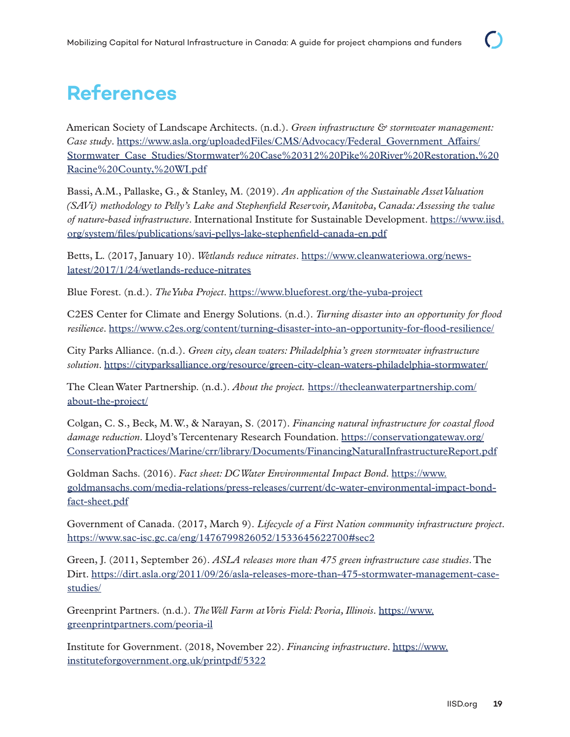# References

American Society of Landscape Architects. (n.d.). *Green infrastructure & stormwater management: Case study*. https://www.asla.org/uploadedFiles/CMS/Advocacy/Federal_Government_Affairs/Stormwater_Case_Studies/Stormwater%20Case%20312%20Pike%20River%20Restoration,%20Racine%20County,%20WI.pdf

Bassi, A.M., Pallaske, G., & Stanley, M. (2019). *An application of the Sustainable Asset Valuation (SAVi) methodology to Pelly's Lake and Stephenfield Reservoir, Manitoba, Canada: Assessing the value of nature-based infrastructure*. International Institute for Sustainable Development. https://www.iisd.org/system/files/publications/savi-pellys-lake-stephenfield-canada-en.pdf

Betts, L. (2017, January 10). *Wetlands reduce nitrates*. https://www.cleanwateriowa.org/news-latest/2017/1/24/wetlands-reduce-nitrates

Blue Forest. (n.d.). *The Yuba Project*. https://www.blueforest.org/the-yuba-project

C2ES Center for Climate and Energy Solutions. (n.d.). *Turning disaster into an opportunity for flood resilience*. https://www.c2es.org/content/turning-disaster-into-an-opportunity-for-flood-resilience/

City Parks Alliance. (n.d.). *Green city, clean waters: Philadelphia's green stormwater infrastructure solution*. https://cityparksalliance.org/resource/green-city-clean-waters-philadelphia-stormwater/

The Clean Water Partnership. (n.d.). *About the project.* https://thecleanwaterpartnership.com/about-the-project/

Colgan, C. S., Beck, M.W., & Narayan, S. (2017). *Financing natural infrastructure for coastal flood damage reduction*. Lloyd's Tercentenary Research Foundation. https://conservationgateway.org/ConservationPractices/Marine/crr/library/Documents/FinancingNaturalInfrastructureReport.pdf

Goldman Sachs. (2016). *Fact sheet: DC Water Environmental Impact Bond*. https://www.goldmansachs.com/media-relations/press-releases/current/dc-water-environmental-impact-bond-fact-sheet.pdf

Government of Canada. (2017, March 9). *Lifecycle of a First Nation community infrastructure project*. https://www.sac-isc.gc.ca/eng/1476799826052/1533645622700#sec2

Green, J. (2011, September 26). *ASLA releases more than 475 green infrastructure case studies*. The Dirt. https://dirt.asla.org/2011/09/26/asla-releases-more-than-475-stormwater-management-case-studies/

Greenprint Partners. (n.d.). *The Well Farm at Voris Field: Peoria, Illinois*. https://www.greenprintpartners.com/peoria-il

Institute for Government. (2018, November 22). *Financing infrastructure*. https://www.instituteforgovernment.org.uk/printpdf/5322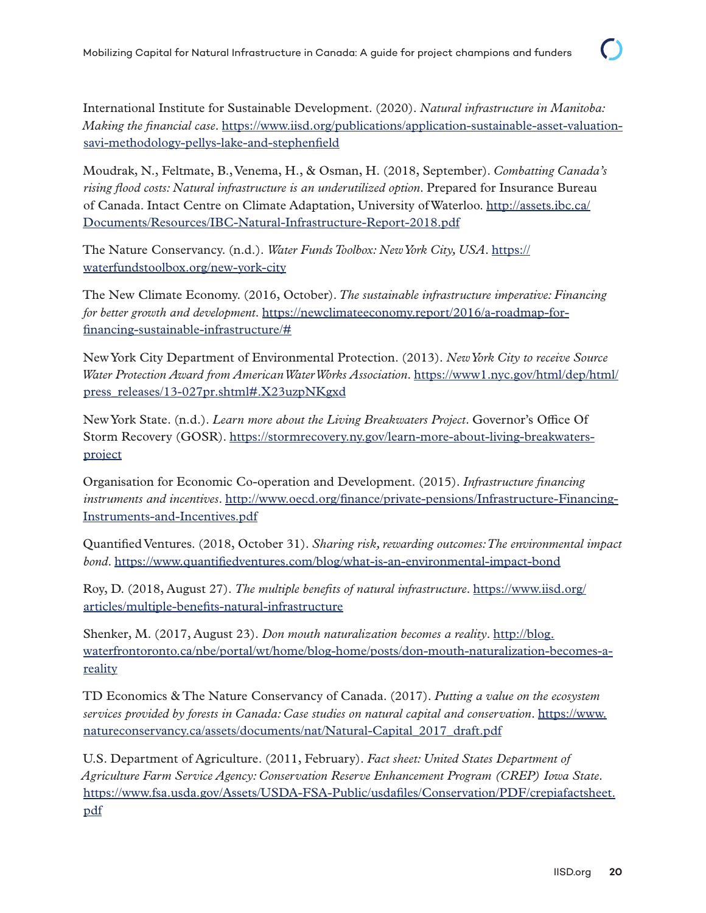International Institute for Sustainable Development. (2020). *Natural infrastructure in Manitoba: Making the financial case*. https://www.iisd.org/publications/application-sustainable-asset-valuation-savi-methodology-pellys-lake-and-stephenfield

Moudrak, N., Feltmate, B., Venema, H., & Osman, H. (2018, September). *Combatting Canada's rising flood costs: Natural infrastructure is an underutilized option*. Prepared for Insurance Bureau of Canada. Intact Centre on Climate Adaptation, University of Waterloo. http://assets.ibc.ca/Documents/Resources/IBC-Natural-Infrastructure-Report-2018.pdf

The Nature Conservancy. (n.d.). *Water Funds Toolbox: New York City, USA*. https://waterfundstoolbox.org/new-york-city

The New Climate Economy. (2016, October). *The sustainable infrastructure imperative: Financing for better growth and development*. https://newclimateeconomy.report/2016/a-roadmap-for-financing-sustainable-infrastructure/#

New York City Department of Environmental Protection. (2013). *New York City to receive Source Water Protection Award from American Water Works Association*. https://www1.nyc.gov/html/dep/html/press_releases/13-027pr.shtml#.X23uzpNKgxd

New York State. (n.d.). *Learn more about the Living Breakwaters Project*. Governor's Office Of Storm Recovery (GOSR). https://stormrecovery.ny.gov/learn-more-about-living-breakwaters-project

Organisation for Economic Co-operation and Development. (2015). *Infrastructure financing instruments and incentives*. http://www.oecd.org/finance/private-pensions/Infrastructure-Financing-Instruments-and-Incentives.pdf

Quantified Ventures. (2018, October 31). *Sharing risk, rewarding outcomes: The environmental impact bond*. https://www.quantifiedventures.com/blog/what-is-an-environmental-impact-bond

Roy, D. (2018, August 27). *The multiple benefits of natural infrastructure*. https://www.iisd.org/articles/multiple-benefits-natural-infrastructure

Shenker, M. (2017, August 23). *Don mouth naturalization becomes a reality*. http://blog.waterfrontoronto.ca/nbe/portal/wt/home/blog-home/posts/don-mouth-naturalization-becomes-a-reality

TD Economics & The Nature Conservancy of Canada. (2017). *Putting a value on the ecosystem services provided by forests in Canada: Case studies on natural capital and conservation*. https://www.natureconservancy.ca/assets/documents/nat/Natural-Capital_2017_draft.pdf

U.S. Department of Agriculture. (2011, February). *Fact sheet: United States Department of Agriculture Farm Service Agency: Conservation Reserve Enhancement Program (CREP) Iowa State*. https://www.fsa.usda.gov/Assets/USDA-FSA-Public/usdafiles/Conservation/PDF/crepiafactsheet.pdf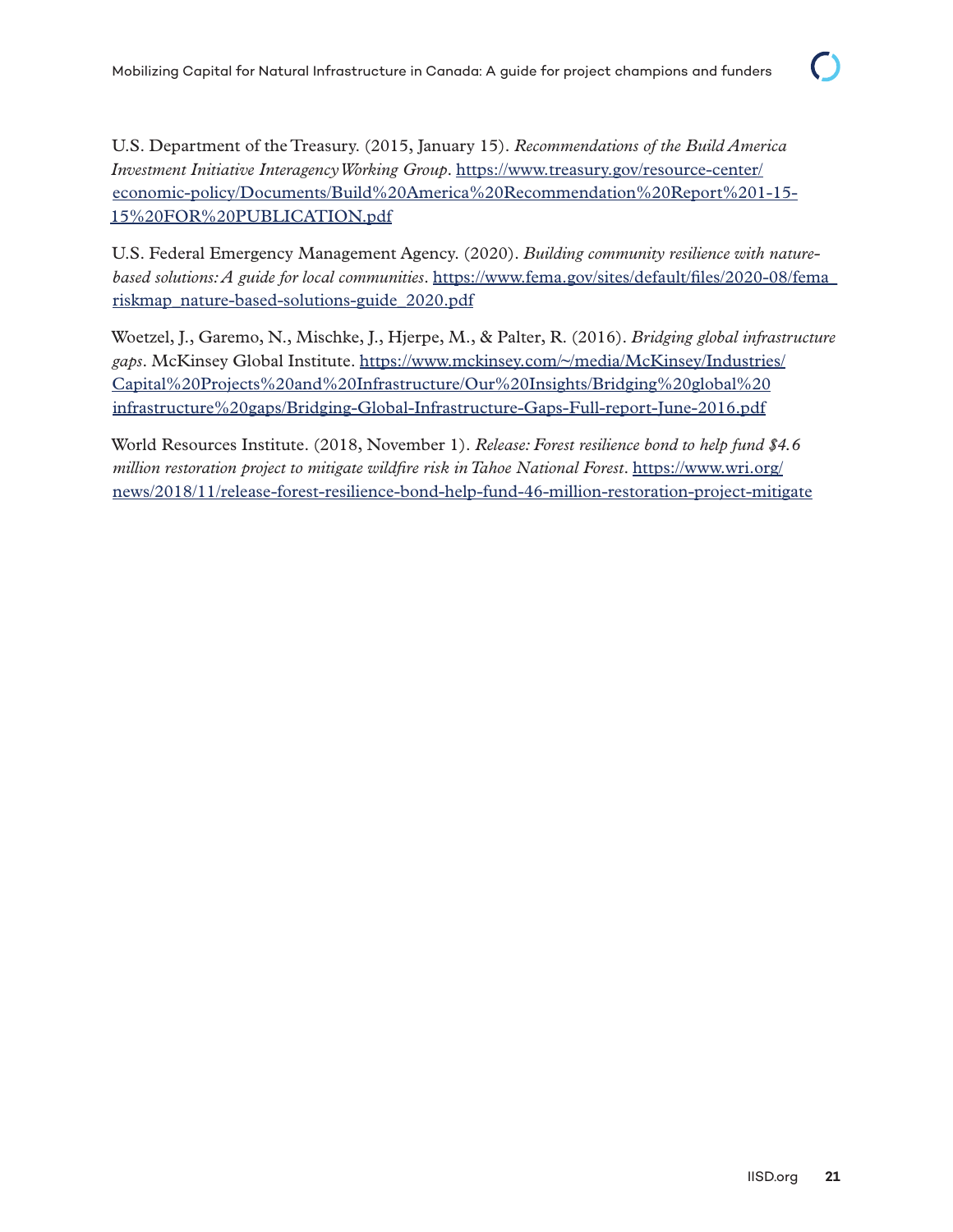U.S. Department of the Treasury. (2015, January 15). *Recommendations of the Build America Investment Initiative Interagency Working Group*. https://www.treasury.gov/resource-center/economic-policy/Documents/Build%20America%20Recommendation%20Report%201-15-15%20FOR%20PUBLICATION.pdf

U.S. Federal Emergency Management Agency. (2020). *Building community resilience with nature-based solutions: A guide for local communities*. https://www.fema.gov/sites/default/files/2020-08/fema_riskmap_nature-based-solutions-guide_2020.pdf

Woetzel, J., Garemo, N., Mischke, J., Hjerpe, M., & Palter, R. (2016). *Bridging global infrastructure gaps*. McKinsey Global Institute. https://www.mckinsey.com/~/media/McKinsey/Industries/Capital%20Projects%20and%20Infrastructure/Our%20Insights/Bridging%20global%20infrastructure%20gaps/Bridging-Global-Infrastructure-Gaps-Full-report-June-2016.pdf

World Resources Institute. (2018, November 1). *Release: Forest resilience bond to help fund $4.6 million restoration project to mitigate wildfire risk in Tahoe National Forest*. https://www.wri.org/news/2018/11/release-forest-resilience-bond-help-fund-46-million-restoration-project-mitigate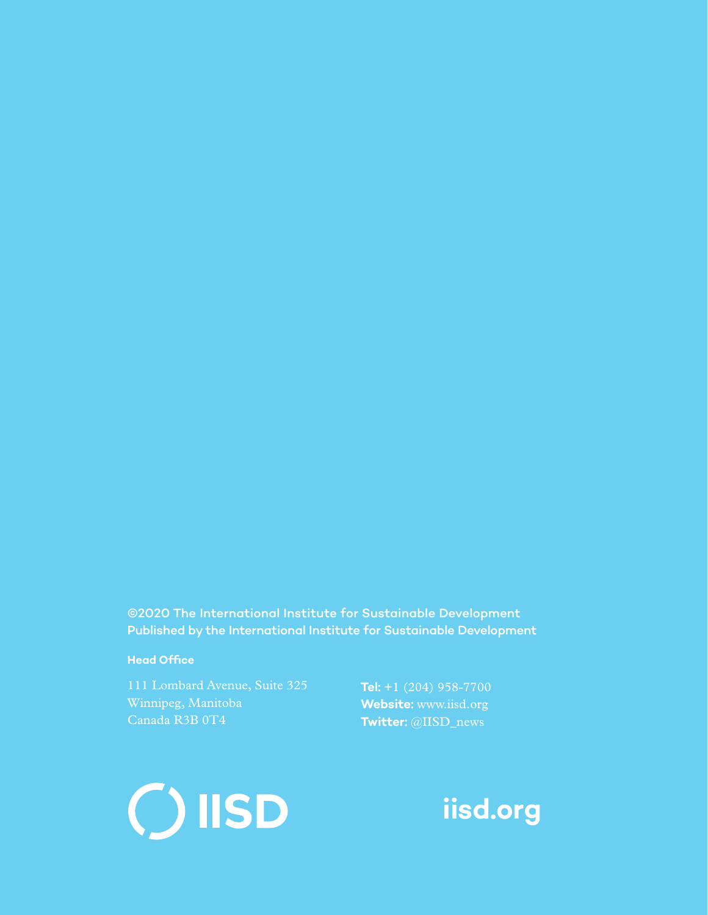©2020 The International Institute for Sustainable Development
Published by the International Institute for Sustainable Development

**Head Office**

111 Lombard Avenue, Suite 325
Winnipeg, Manitoba
Canada R3B 0T4

**Tel:** +1 (204) 958-7700
**Website:** www.iisd.org
**Twitter:** @IISD_news

IISD

iisd.org